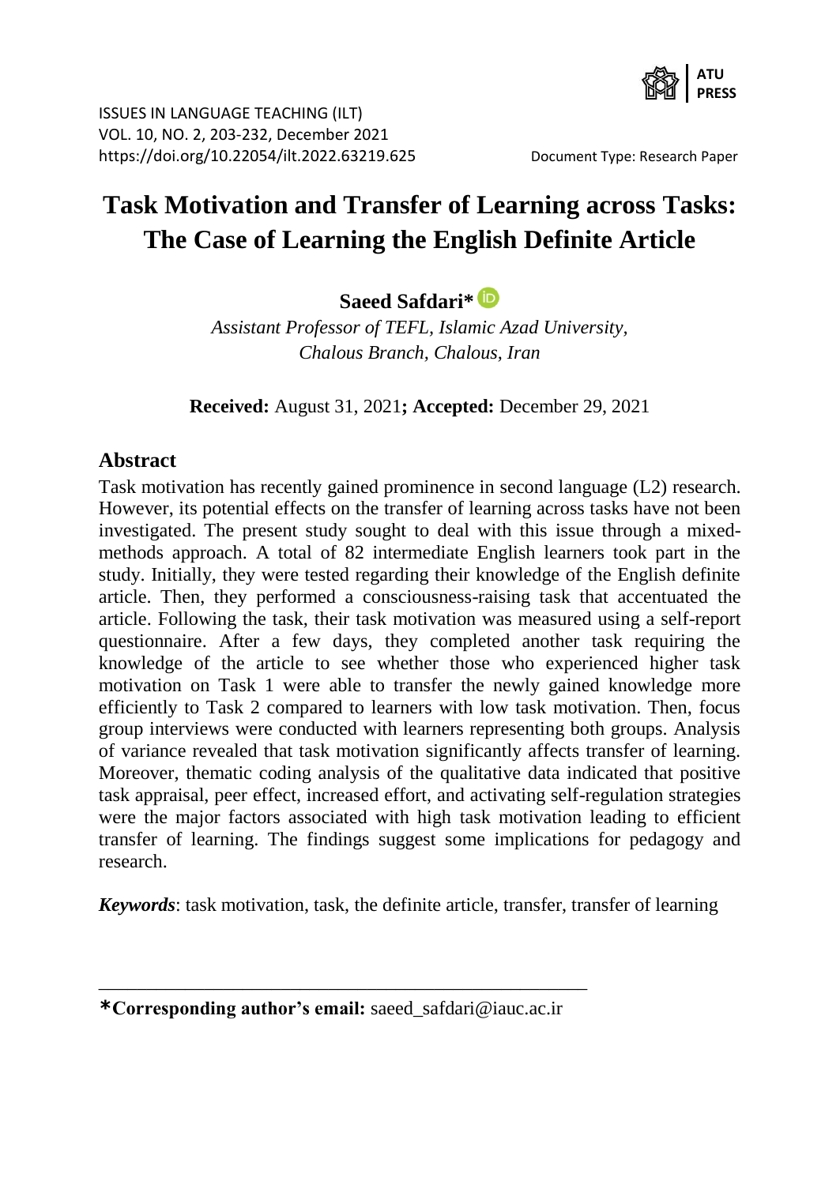ISSUES IN LANGUAGE TEACHING (ILT)
VOL. 10, NO. 2, 203-232, December 2021
https://doi.org/10.22054/ilt.2022.63219.625

Document Type: Research Paper

# Task Motivation and Transfer of Learning across Tasks: The Case of Learning the English Definite Article

**Saeed Safdari***

*Assistant Professor of TEFL, Islamic Azad University, Chalous Branch, Chalous, Iran*

**Received:** August 31, 2021**; Accepted:** December 29, 2021

## Abstract

Task motivation has recently gained prominence in second language (L2) research. However, its potential effects on the transfer of learning across tasks have not been investigated. The present study sought to deal with this issue through a mixed-methods approach. A total of 82 intermediate English learners took part in the study. Initially, they were tested regarding their knowledge of the English definite article. Then, they performed a consciousness-raising task that accentuated the article. Following the task, their task motivation was measured using a self-report questionnaire. After a few days, they completed another task requiring the knowledge of the article to see whether those who experienced higher task motivation on Task 1 were able to transfer the newly gained knowledge more efficiently to Task 2 compared to learners with low task motivation. Then, focus group interviews were conducted with learners representing both groups. Analysis of variance revealed that task motivation significantly affects transfer of learning. Moreover, thematic coding analysis of the qualitative data indicated that positive task appraisal, peer effect, increased effort, and activating self-regulation strategies were the major factors associated with high task motivation leading to efficient transfer of learning. The findings suggest some implications for pedagogy and research.

***Keywords***: task motivation, task, the definite article, transfer, transfer of learning

---

***Corresponding author's email:** saeed_safdari@iauc.ac.ir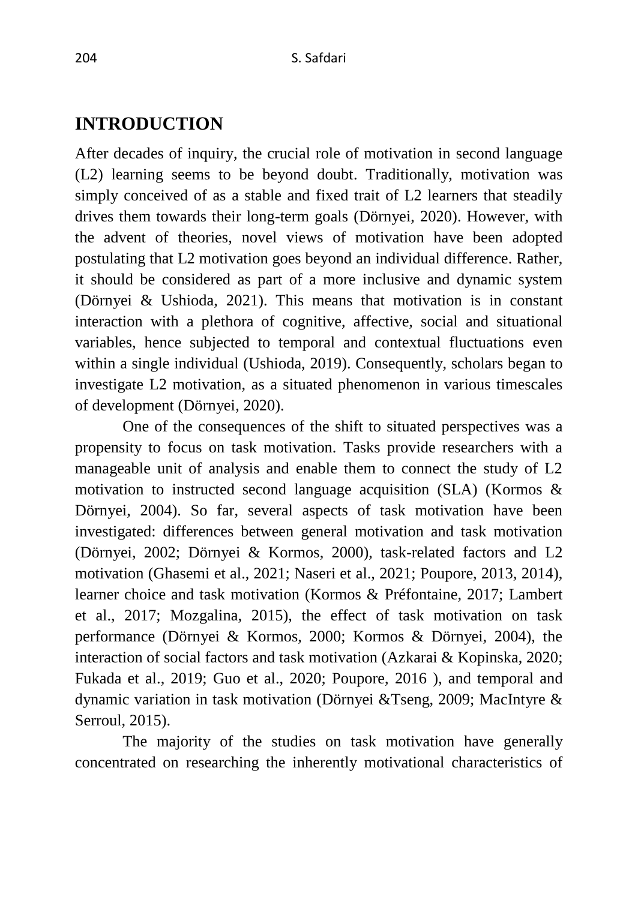## INTRODUCTION

After decades of inquiry, the crucial role of motivation in second language (L2) learning seems to be beyond doubt. Traditionally, motivation was simply conceived of as a stable and fixed trait of L2 learners that steadily drives them towards their long-term goals (Dörnyei, 2020). However, with the advent of theories, novel views of motivation have been adopted postulating that L2 motivation goes beyond an individual difference. Rather, it should be considered as part of a more inclusive and dynamic system (Dörnyei & Ushioda, 2021). This means that motivation is in constant interaction with a plethora of cognitive, affective, social and situational variables, hence subjected to temporal and contextual fluctuations even within a single individual (Ushioda, 2019). Consequently, scholars began to investigate L2 motivation, as a situated phenomenon in various timescales of development (Dörnyei, 2020).

One of the consequences of the shift to situated perspectives was a propensity to focus on task motivation. Tasks provide researchers with a manageable unit of analysis and enable them to connect the study of L2 motivation to instructed second language acquisition (SLA) (Kormos & Dörnyei, 2004). So far, several aspects of task motivation have been investigated: differences between general motivation and task motivation (Dörnyei, 2002; Dörnyei & Kormos, 2000), task-related factors and L2 motivation (Ghasemi et al., 2021; Naseri et al., 2021; Poupore, 2013, 2014), learner choice and task motivation (Kormos & Préfontaine, 2017; Lambert et al., 2017; Mozgalina, 2015), the effect of task motivation on task performance (Dörnyei & Kormos, 2000; Kormos & Dörnyei, 2004), the interaction of social factors and task motivation (Azkarai & Kopinska, 2020; Fukada et al., 2019; Guo et al., 2020; Poupore, 2016 ), and temporal and dynamic variation in task motivation (Dörnyei &Tseng, 2009; MacIntyre & Serroul, 2015).

The majority of the studies on task motivation have generally concentrated on researching the inherently motivational characteristics of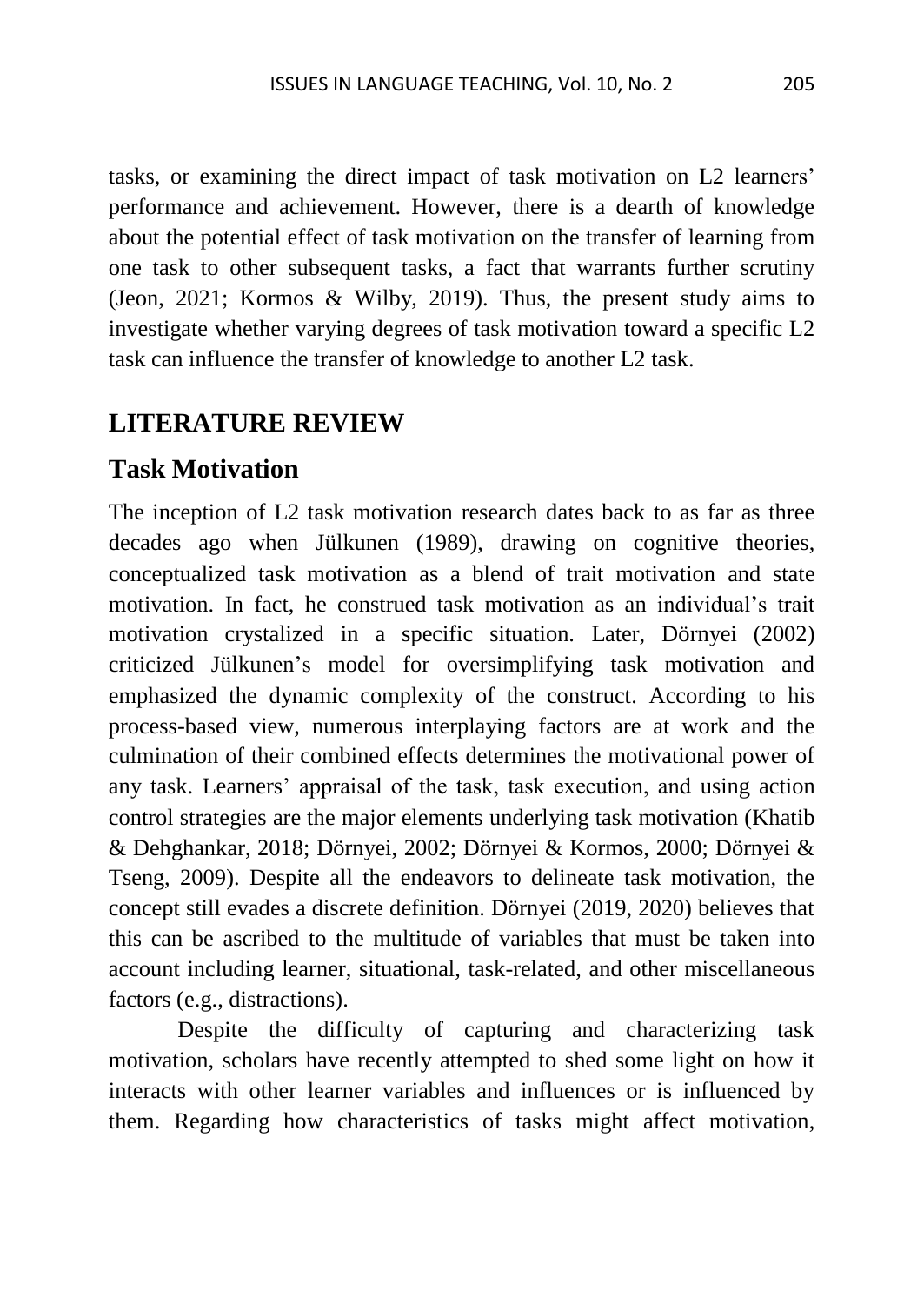tasks, or examining the direct impact of task motivation on L2 learners' performance and achievement. However, there is a dearth of knowledge about the potential effect of task motivation on the transfer of learning from one task to other subsequent tasks, a fact that warrants further scrutiny (Jeon, 2021; Kormos & Wilby, 2019). Thus, the present study aims to investigate whether varying degrees of task motivation toward a specific L2 task can influence the transfer of knowledge to another L2 task.

## LITERATURE REVIEW

### Task Motivation

The inception of L2 task motivation research dates back to as far as three decades ago when Jülkunen (1989), drawing on cognitive theories, conceptualized task motivation as a blend of trait motivation and state motivation. In fact, he construed task motivation as an individual's trait motivation crystalized in a specific situation. Later, Dörnyei (2002) criticized Jülkunen's model for oversimplifying task motivation and emphasized the dynamic complexity of the construct. According to his process-based view, numerous interplaying factors are at work and the culmination of their combined effects determines the motivational power of any task. Learners' appraisal of the task, task execution, and using action control strategies are the major elements underlying task motivation (Khatib & Dehghankar, 2018; Dörnyei, 2002; Dörnyei & Kormos, 2000; Dörnyei & Tseng, 2009). Despite all the endeavors to delineate task motivation, the concept still evades a discrete definition. Dörnyei (2019, 2020) believes that this can be ascribed to the multitude of variables that must be taken into account including learner, situational, task-related, and other miscellaneous factors (e.g., distractions).

Despite the difficulty of capturing and characterizing task motivation, scholars have recently attempted to shed some light on how it interacts with other learner variables and influences or is influenced by them. Regarding how characteristics of tasks might affect motivation,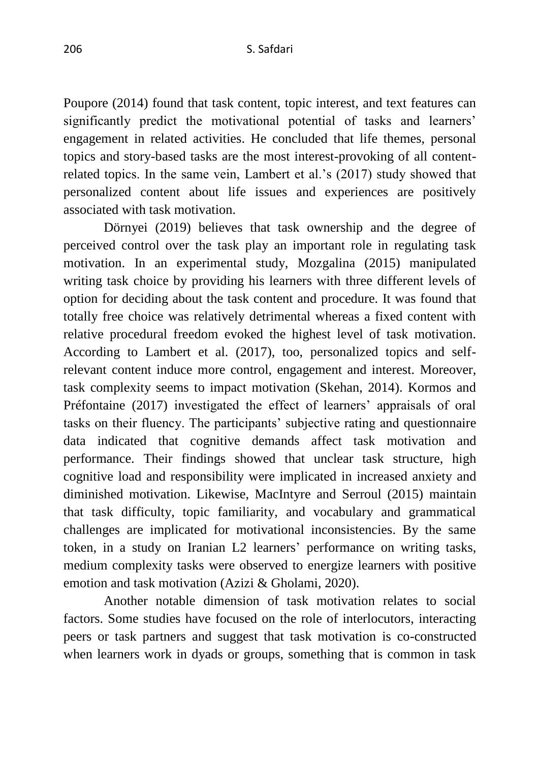Poupore (2014) found that task content, topic interest, and text features can significantly predict the motivational potential of tasks and learners' engagement in related activities. He concluded that life themes, personal topics and story-based tasks are the most interest-provoking of all content-related topics. In the same vein, Lambert et al.'s (2017) study showed that personalized content about life issues and experiences are positively associated with task motivation.

Dörnyei (2019) believes that task ownership and the degree of perceived control over the task play an important role in regulating task motivation. In an experimental study, Mozgalina (2015) manipulated writing task choice by providing his learners with three different levels of option for deciding about the task content and procedure. It was found that totally free choice was relatively detrimental whereas a fixed content with relative procedural freedom evoked the highest level of task motivation. According to Lambert et al. (2017), too, personalized topics and self-relevant content induce more control, engagement and interest. Moreover, task complexity seems to impact motivation (Skehan, 2014). Kormos and Préfontaine (2017) investigated the effect of learners' appraisals of oral tasks on their fluency. The participants' subjective rating and questionnaire data indicated that cognitive demands affect task motivation and performance. Their findings showed that unclear task structure, high cognitive load and responsibility were implicated in increased anxiety and diminished motivation. Likewise, MacIntyre and Serroul (2015) maintain that task difficulty, topic familiarity, and vocabulary and grammatical challenges are implicated for motivational inconsistencies. By the same token, in a study on Iranian L2 learners' performance on writing tasks, medium complexity tasks were observed to energize learners with positive emotion and task motivation (Azizi & Gholami, 2020).

Another notable dimension of task motivation relates to social factors. Some studies have focused on the role of interlocutors, interacting peers or task partners and suggest that task motivation is co-constructed when learners work in dyads or groups, something that is common in task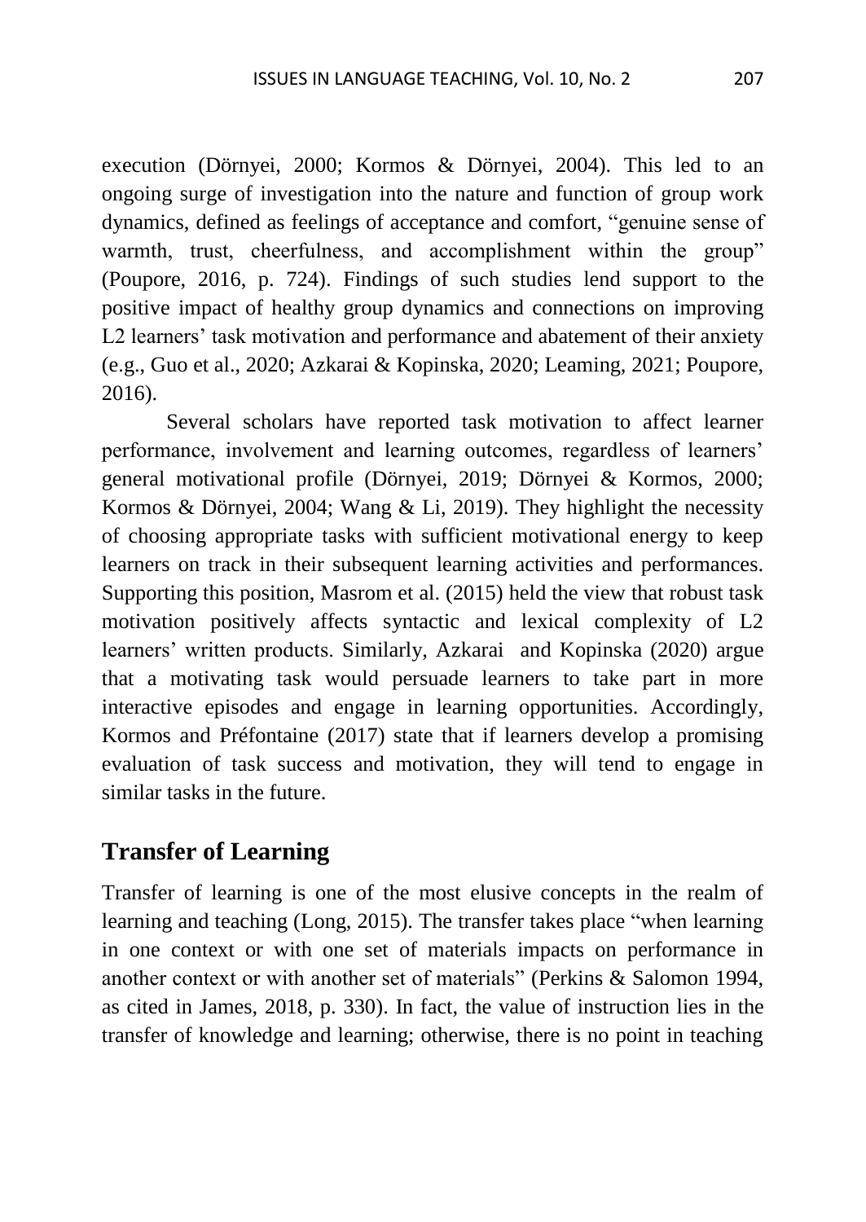execution (Dörnyei, 2000; Kormos & Dörnyei, 2004). This led to an ongoing surge of investigation into the nature and function of group work dynamics, defined as feelings of acceptance and comfort, "genuine sense of warmth, trust, cheerfulness, and accomplishment within the group" (Poupore, 2016, p. 724). Findings of such studies lend support to the positive impact of healthy group dynamics and connections on improving L2 learners' task motivation and performance and abatement of their anxiety (e.g., Guo et al., 2020; Azkarai & Kopinska, 2020; Leaming, 2021; Poupore, 2016).

Several scholars have reported task motivation to affect learner performance, involvement and learning outcomes, regardless of learners' general motivational profile (Dörnyei, 2019; Dörnyei & Kormos, 2000; Kormos & Dörnyei, 2004; Wang & Li, 2019). They highlight the necessity of choosing appropriate tasks with sufficient motivational energy to keep learners on track in their subsequent learning activities and performances. Supporting this position, Masrom et al. (2015) held the view that robust task motivation positively affects syntactic and lexical complexity of L2 learners' written products. Similarly, Azkarai and Kopinska (2020) argue that a motivating task would persuade learners to take part in more interactive episodes and engage in learning opportunities. Accordingly, Kormos and Préfontaine (2017) state that if learners develop a promising evaluation of task success and motivation, they will tend to engage in similar tasks in the future.

## Transfer of Learning

Transfer of learning is one of the most elusive concepts in the realm of learning and teaching (Long, 2015). The transfer takes place "when learning in one context or with one set of materials impacts on performance in another context or with another set of materials" (Perkins & Salomon 1994, as cited in James, 2018, p. 330). In fact, the value of instruction lies in the transfer of knowledge and learning; otherwise, there is no point in teaching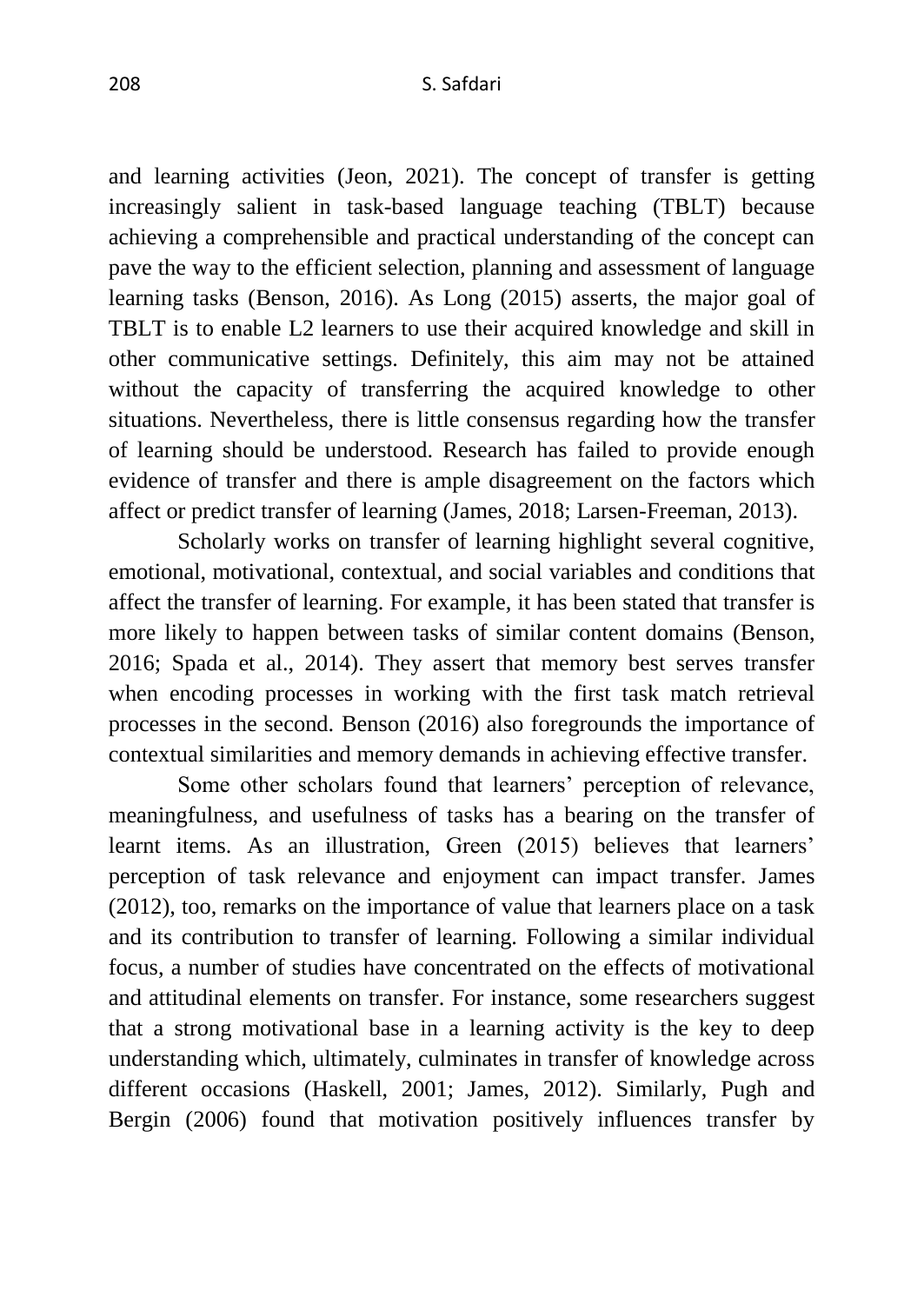and learning activities (Jeon, 2021). The concept of transfer is getting increasingly salient in task-based language teaching (TBLT) because achieving a comprehensible and practical understanding of the concept can pave the way to the efficient selection, planning and assessment of language learning tasks (Benson, 2016). As Long (2015) asserts, the major goal of TBLT is to enable L2 learners to use their acquired knowledge and skill in other communicative settings. Definitely, this aim may not be attained without the capacity of transferring the acquired knowledge to other situations. Nevertheless, there is little consensus regarding how the transfer of learning should be understood. Research has failed to provide enough evidence of transfer and there is ample disagreement on the factors which affect or predict transfer of learning (James, 2018; Larsen-Freeman, 2013).

Scholarly works on transfer of learning highlight several cognitive, emotional, motivational, contextual, and social variables and conditions that affect the transfer of learning. For example, it has been stated that transfer is more likely to happen between tasks of similar content domains (Benson, 2016; Spada et al., 2014). They assert that memory best serves transfer when encoding processes in working with the first task match retrieval processes in the second. Benson (2016) also foregrounds the importance of contextual similarities and memory demands in achieving effective transfer.

Some other scholars found that learners' perception of relevance, meaningfulness, and usefulness of tasks has a bearing on the transfer of learnt items. As an illustration, Green (2015) believes that learners' perception of task relevance and enjoyment can impact transfer. James (2012), too, remarks on the importance of value that learners place on a task and its contribution to transfer of learning. Following a similar individual focus, a number of studies have concentrated on the effects of motivational and attitudinal elements on transfer. For instance, some researchers suggest that a strong motivational base in a learning activity is the key to deep understanding which, ultimately, culminates in transfer of knowledge across different occasions (Haskell, 2001; James, 2012). Similarly, Pugh and Bergin (2006) found that motivation positively influences transfer by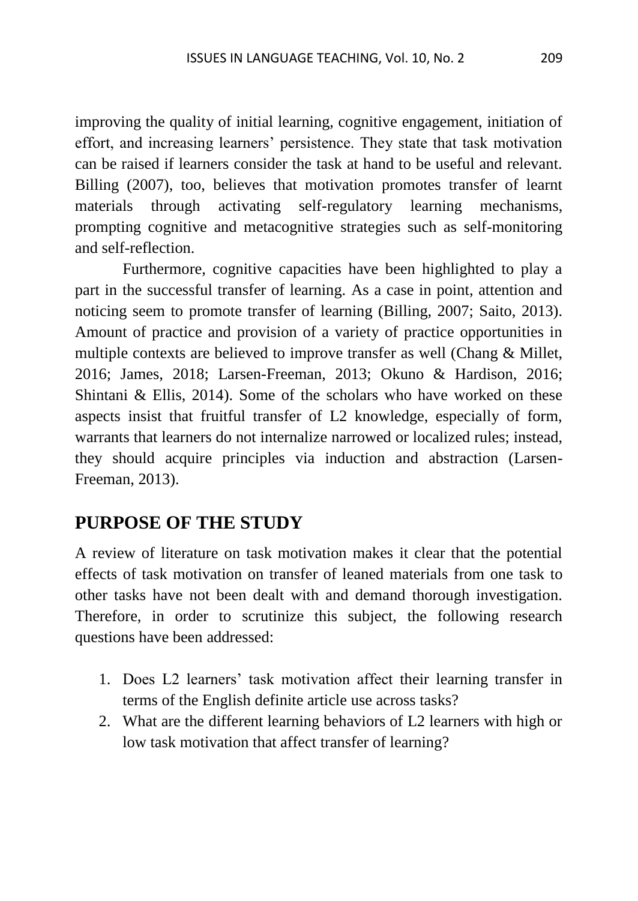improving the quality of initial learning, cognitive engagement, initiation of effort, and increasing learners' persistence. They state that task motivation can be raised if learners consider the task at hand to be useful and relevant. Billing (2007), too, believes that motivation promotes transfer of learnt materials through activating self-regulatory learning mechanisms, prompting cognitive and metacognitive strategies such as self-monitoring and self-reflection.

Furthermore, cognitive capacities have been highlighted to play a part in the successful transfer of learning. As a case in point, attention and noticing seem to promote transfer of learning (Billing, 2007; Saito, 2013). Amount of practice and provision of a variety of practice opportunities in multiple contexts are believed to improve transfer as well (Chang & Millet, 2016; James, 2018; Larsen-Freeman, 2013; Okuno & Hardison, 2016; Shintani & Ellis, 2014). Some of the scholars who have worked on these aspects insist that fruitful transfer of L2 knowledge, especially of form, warrants that learners do not internalize narrowed or localized rules; instead, they should acquire principles via induction and abstraction (Larsen-Freeman, 2013).

## PURPOSE OF THE STUDY

A review of literature on task motivation makes it clear that the potential effects of task motivation on transfer of leaned materials from one task to other tasks have not been dealt with and demand thorough investigation. Therefore, in order to scrutinize this subject, the following research questions have been addressed:

1. Does L2 learners' task motivation affect their learning transfer in terms of the English definite article use across tasks?
2. What are the different learning behaviors of L2 learners with high or low task motivation that affect transfer of learning?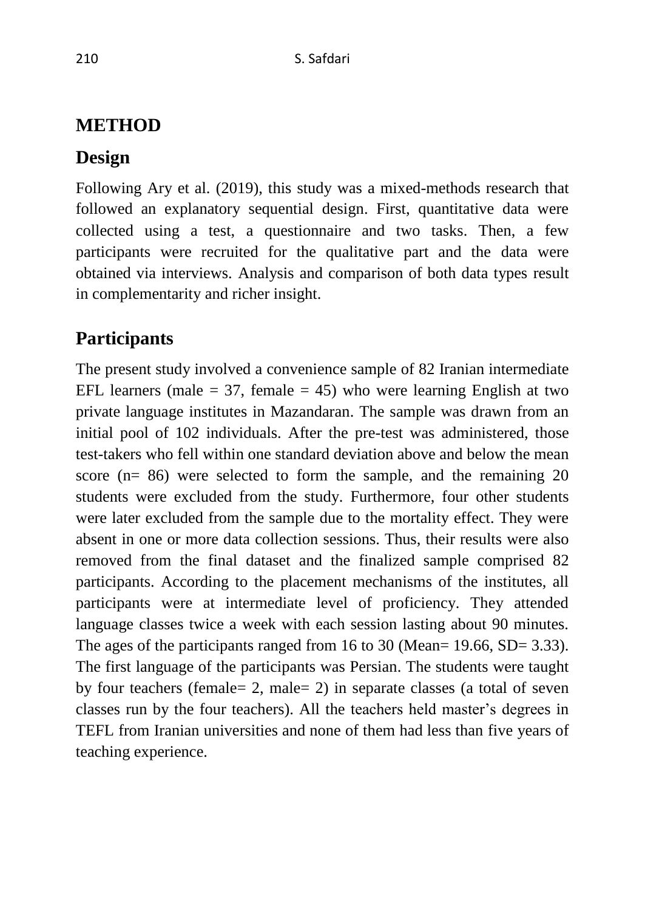# METHOD

## Design

Following Ary et al. (2019), this study was a mixed-methods research that followed an explanatory sequential design. First, quantitative data were collected using a test, a questionnaire and two tasks. Then, a few participants were recruited for the qualitative part and the data were obtained via interviews. Analysis and comparison of both data types result in complementarity and richer insight.

## Participants

The present study involved a convenience sample of 82 Iranian intermediate EFL learners (male = 37, female = 45) who were learning English at two private language institutes in Mazandaran. The sample was drawn from an initial pool of 102 individuals. After the pre-test was administered, those test-takers who fell within one standard deviation above and below the mean score (n= 86) were selected to form the sample, and the remaining 20 students were excluded from the study. Furthermore, four other students were later excluded from the sample due to the mortality effect. They were absent in one or more data collection sessions. Thus, their results were also removed from the final dataset and the finalized sample comprised 82 participants. According to the placement mechanisms of the institutes, all participants were at intermediate level of proficiency. They attended language classes twice a week with each session lasting about 90 minutes. The ages of the participants ranged from 16 to 30 (Mean= 19.66, SD= 3.33). The first language of the participants was Persian. The students were taught by four teachers (female= 2, male= 2) in separate classes (a total of seven classes run by the four teachers). All the teachers held master's degrees in TEFL from Iranian universities and none of them had less than five years of teaching experience.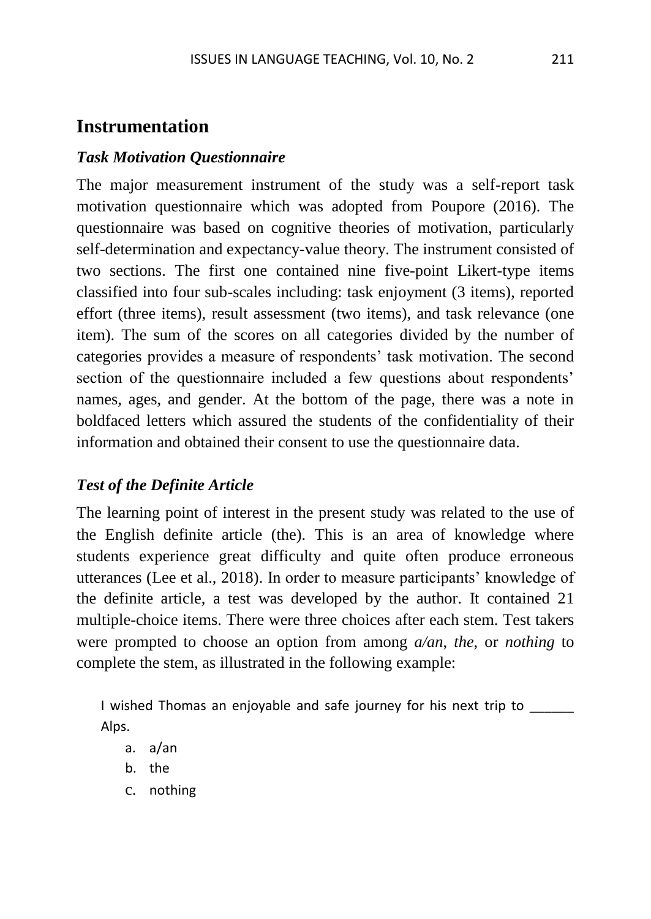## Instrumentation

### *Task Motivation Questionnaire*

The major measurement instrument of the study was a self-report task motivation questionnaire which was adopted from Poupore (2016). The questionnaire was based on cognitive theories of motivation, particularly self-determination and expectancy-value theory. The instrument consisted of two sections. The first one contained nine five-point Likert-type items classified into four sub-scales including: task enjoyment (3 items), reported effort (three items), result assessment (two items), and task relevance (one item). The sum of the scores on all categories divided by the number of categories provides a measure of respondents' task motivation. The second section of the questionnaire included a few questions about respondents' names, ages, and gender. At the bottom of the page, there was a note in boldfaced letters which assured the students of the confidentiality of their information and obtained their consent to use the questionnaire data.

### *Test of the Definite Article*

The learning point of interest in the present study was related to the use of the English definite article (the). This is an area of knowledge where students experience great difficulty and quite often produce erroneous utterances (Lee et al., 2018). In order to measure participants' knowledge of the definite article, a test was developed by the author. It contained 21 multiple-choice items. There were three choices after each stem. Test takers were prompted to choose an option from among *a/an*, *the*, or *nothing* to complete the stem, as illustrated in the following example:

I wished Thomas an enjoyable and safe journey for his next trip to ______ Alps.

a. a/an
b. the
c. nothing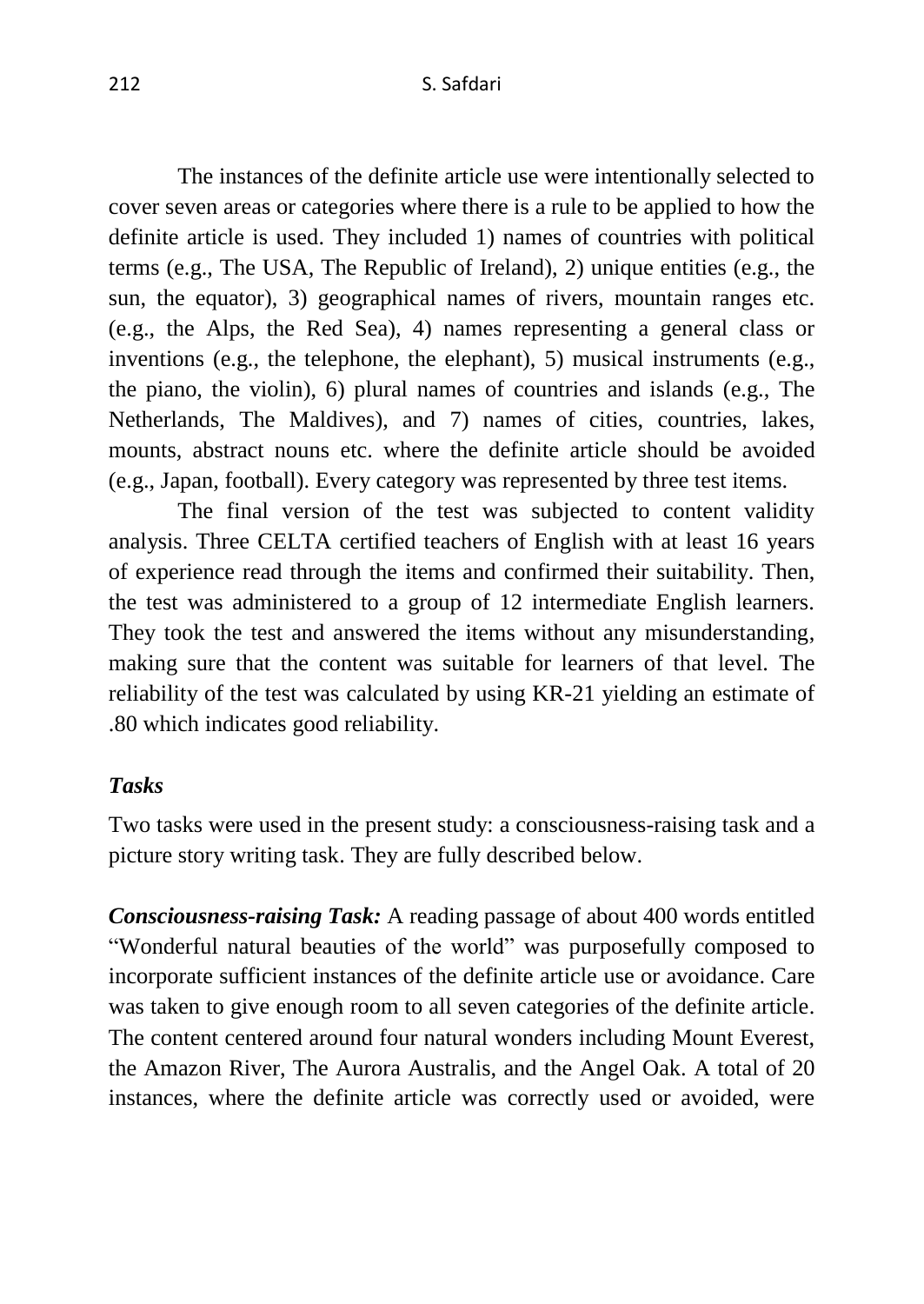The instances of the definite article use were intentionally selected to cover seven areas or categories where there is a rule to be applied to how the definite article is used. They included 1) names of countries with political terms (e.g., The USA, The Republic of Ireland), 2) unique entities (e.g., the sun, the equator), 3) geographical names of rivers, mountain ranges etc. (e.g., the Alps, the Red Sea), 4) names representing a general class or inventions (e.g., the telephone, the elephant), 5) musical instruments (e.g., the piano, the violin), 6) plural names of countries and islands (e.g., The Netherlands, The Maldives), and 7) names of cities, countries, lakes, mounts, abstract nouns etc. where the definite article should be avoided (e.g., Japan, football). Every category was represented by three test items.

The final version of the test was subjected to content validity analysis. Three CELTA certified teachers of English with at least 16 years of experience read through the items and confirmed their suitability. Then, the test was administered to a group of 12 intermediate English learners. They took the test and answered the items without any misunderstanding, making sure that the content was suitable for learners of that level. The reliability of the test was calculated by using KR-21 yielding an estimate of .80 which indicates good reliability.

### *Tasks*

Two tasks were used in the present study: a consciousness-raising task and a picture story writing task. They are fully described below.

***Consciousness-raising Task:*** A reading passage of about 400 words entitled "Wonderful natural beauties of the world" was purposefully composed to incorporate sufficient instances of the definite article use or avoidance. Care was taken to give enough room to all seven categories of the definite article. The content centered around four natural wonders including Mount Everest, the Amazon River, The Aurora Australis, and the Angel Oak. A total of 20 instances, where the definite article was correctly used or avoided, were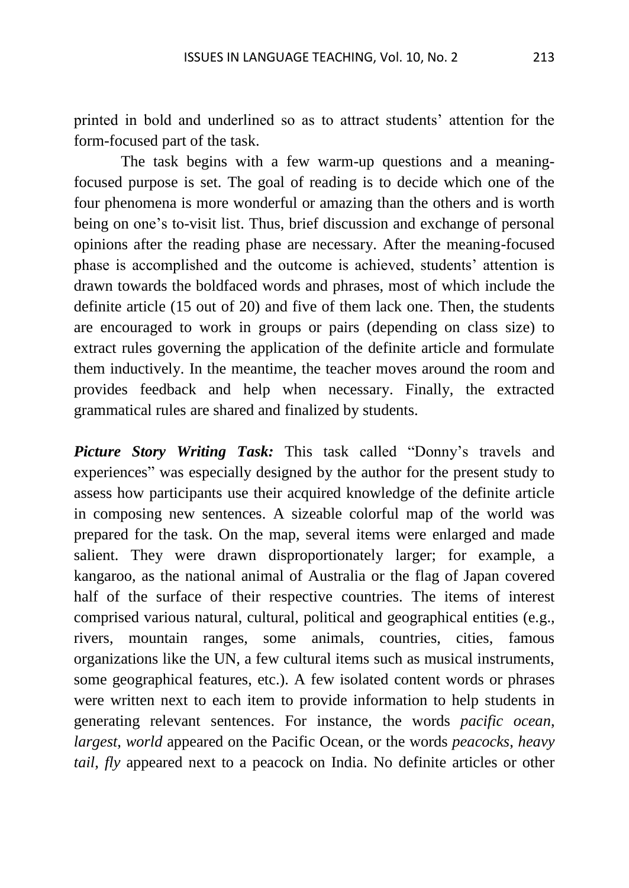printed in bold and underlined so as to attract students' attention for the form-focused part of the task.

The task begins with a few warm-up questions and a meaning-focused purpose is set. The goal of reading is to decide which one of the four phenomena is more wonderful or amazing than the others and is worth being on one's to-visit list. Thus, brief discussion and exchange of personal opinions after the reading phase are necessary. After the meaning-focused phase is accomplished and the outcome is achieved, students' attention is drawn towards the boldfaced words and phrases, most of which include the definite article (15 out of 20) and five of them lack one. Then, the students are encouraged to work in groups or pairs (depending on class size) to extract rules governing the application of the definite article and formulate them inductively. In the meantime, the teacher moves around the room and provides feedback and help when necessary. Finally, the extracted grammatical rules are shared and finalized by students.

***Picture Story Writing Task:*** This task called "Donny's travels and experiences" was especially designed by the author for the present study to assess how participants use their acquired knowledge of the definite article in composing new sentences. A sizeable colorful map of the world was prepared for the task. On the map, several items were enlarged and made salient. They were drawn disproportionately larger; for example, a kangaroo, as the national animal of Australia or the flag of Japan covered half of the surface of their respective countries. The items of interest comprised various natural, cultural, political and geographical entities (e.g., rivers, mountain ranges, some animals, countries, cities, famous organizations like the UN, a few cultural items such as musical instruments, some geographical features, etc.). A few isolated content words or phrases were written next to each item to provide information to help students in generating relevant sentences. For instance, the words *pacific ocean*, *largest*, *world* appeared on the Pacific Ocean, or the words *peacocks, heavy tail, fly* appeared next to a peacock on India. No definite articles or other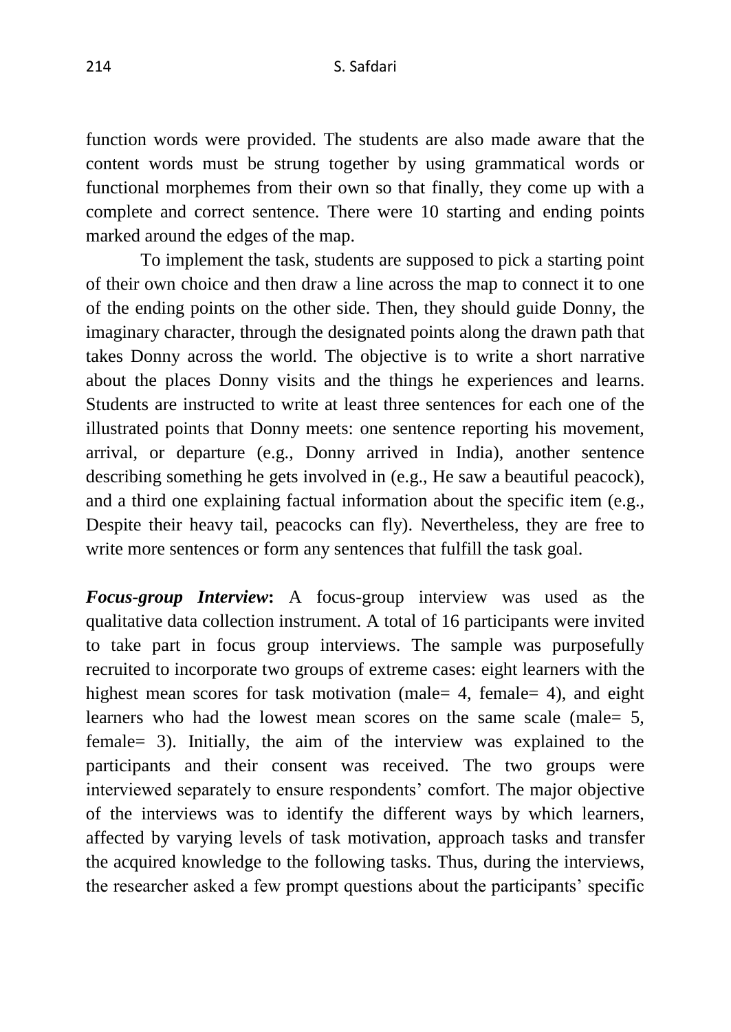function words were provided. The students are also made aware that the content words must be strung together by using grammatical words or functional morphemes from their own so that finally, they come up with a complete and correct sentence. There were 10 starting and ending points marked around the edges of the map.

To implement the task, students are supposed to pick a starting point of their own choice and then draw a line across the map to connect it to one of the ending points on the other side. Then, they should guide Donny, the imaginary character, through the designated points along the drawn path that takes Donny across the world. The objective is to write a short narrative about the places Donny visits and the things he experiences and learns. Students are instructed to write at least three sentences for each one of the illustrated points that Donny meets: one sentence reporting his movement, arrival, or departure (e.g., Donny arrived in India), another sentence describing something he gets involved in (e.g., He saw a beautiful peacock), and a third one explaining factual information about the specific item (e.g., Despite their heavy tail, peacocks can fly). Nevertheless, they are free to write more sentences or form any sentences that fulfill the task goal.

***Focus-group Interview*:** A focus-group interview was used as the qualitative data collection instrument. A total of 16 participants were invited to take part in focus group interviews. The sample was purposefully recruited to incorporate two groups of extreme cases: eight learners with the highest mean scores for task motivation (male= 4, female= 4), and eight learners who had the lowest mean scores on the same scale (male= 5, female= 3). Initially, the aim of the interview was explained to the participants and their consent was received. The two groups were interviewed separately to ensure respondents' comfort. The major objective of the interviews was to identify the different ways by which learners, affected by varying levels of task motivation, approach tasks and transfer the acquired knowledge to the following tasks. Thus, during the interviews, the researcher asked a few prompt questions about the participants' specific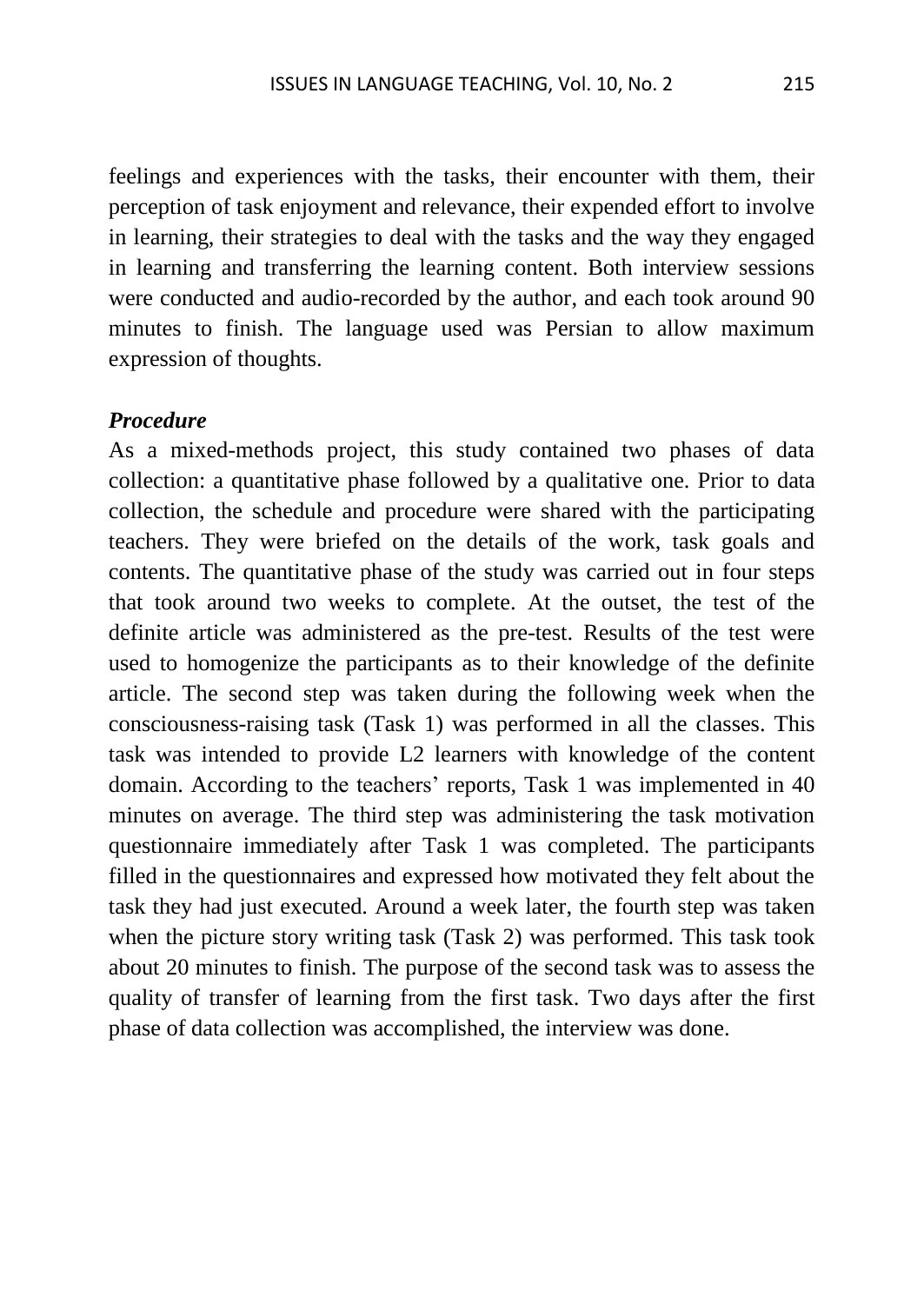feelings and experiences with the tasks, their encounter with them, their perception of task enjoyment and relevance, their expended effort to involve in learning, their strategies to deal with the tasks and the way they engaged in learning and transferring the learning content. Both interview sessions were conducted and audio-recorded by the author, and each took around 90 minutes to finish. The language used was Persian to allow maximum expression of thoughts.

***Procedure***

As a mixed-methods project, this study contained two phases of data collection: a quantitative phase followed by a qualitative one. Prior to data collection, the schedule and procedure were shared with the participating teachers. They were briefed on the details of the work, task goals and contents. The quantitative phase of the study was carried out in four steps that took around two weeks to complete. At the outset, the test of the definite article was administered as the pre-test. Results of the test were used to homogenize the participants as to their knowledge of the definite article. The second step was taken during the following week when the consciousness-raising task (Task 1) was performed in all the classes. This task was intended to provide L2 learners with knowledge of the content domain. According to the teachers' reports, Task 1 was implemented in 40 minutes on average. The third step was administering the task motivation questionnaire immediately after Task 1 was completed. The participants filled in the questionnaires and expressed how motivated they felt about the task they had just executed. Around a week later, the fourth step was taken when the picture story writing task (Task 2) was performed. This task took about 20 minutes to finish. The purpose of the second task was to assess the quality of transfer of learning from the first task. Two days after the first phase of data collection was accomplished, the interview was done.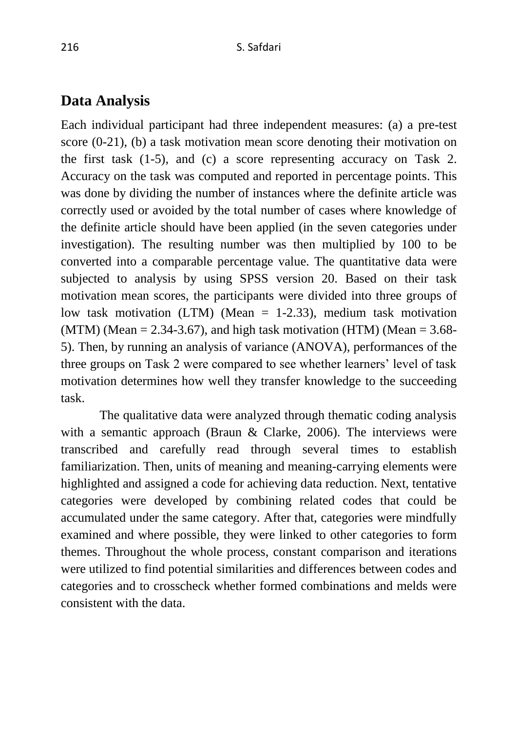## Data Analysis

Each individual participant had three independent measures: (a) a pre-test score (0-21), (b) a task motivation mean score denoting their motivation on the first task (1-5), and (c) a score representing accuracy on Task 2. Accuracy on the task was computed and reported in percentage points. This was done by dividing the number of instances where the definite article was correctly used or avoided by the total number of cases where knowledge of the definite article should have been applied (in the seven categories under investigation). The resulting number was then multiplied by 100 to be converted into a comparable percentage value. The quantitative data were subjected to analysis by using SPSS version 20. Based on their task motivation mean scores, the participants were divided into three groups of low task motivation (LTM) (Mean = 1-2.33), medium task motivation (MTM) (Mean = 2.34-3.67), and high task motivation (HTM) (Mean = 3.68-5). Then, by running an analysis of variance (ANOVA), performances of the three groups on Task 2 were compared to see whether learners' level of task motivation determines how well they transfer knowledge to the succeeding task.

The qualitative data were analyzed through thematic coding analysis with a semantic approach (Braun & Clarke, 2006). The interviews were transcribed and carefully read through several times to establish familiarization. Then, units of meaning and meaning-carrying elements were highlighted and assigned a code for achieving data reduction. Next, tentative categories were developed by combining related codes that could be accumulated under the same category. After that, categories were mindfully examined and where possible, they were linked to other categories to form themes. Throughout the whole process, constant comparison and iterations were utilized to find potential similarities and differences between codes and categories and to crosscheck whether formed combinations and melds were consistent with the data.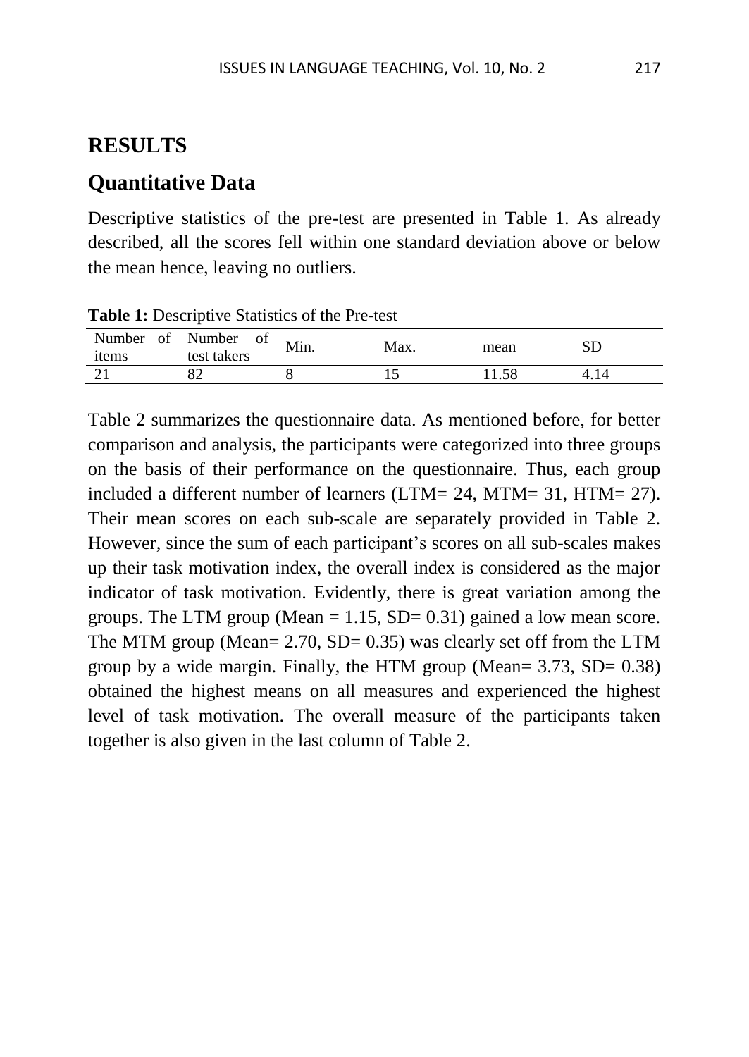# RESULTS

## Quantitative Data

Descriptive statistics of the pre-test are presented in Table 1. As already described, all the scores fell within one standard deviation above or below the mean hence, leaving no outliers.

**Table 1:** Descriptive Statistics of the Pre-test

| Number of items | Number of test takers | Min. | Max. | mean | SD |
|---|---|---|---|---|---|
| 21 | 82 | 8 | 15 | 11.58 | 4.14 |

Table 2 summarizes the questionnaire data. As mentioned before, for better comparison and analysis, the participants were categorized into three groups on the basis of their performance on the questionnaire. Thus, each group included a different number of learners (LTM= 24, MTM= 31, HTM= 27). Their mean scores on each sub-scale are separately provided in Table 2. However, since the sum of each participant's scores on all sub-scales makes up their task motivation index, the overall index is considered as the major indicator of task motivation. Evidently, there is great variation among the groups. The LTM group (Mean = 1.15, SD= 0.31) gained a low mean score. The MTM group (Mean= 2.70, SD= 0.35) was clearly set off from the LTM group by a wide margin. Finally, the HTM group (Mean= 3.73, SD= 0.38) obtained the highest means on all measures and experienced the highest level of task motivation. The overall measure of the participants taken together is also given in the last column of Table 2.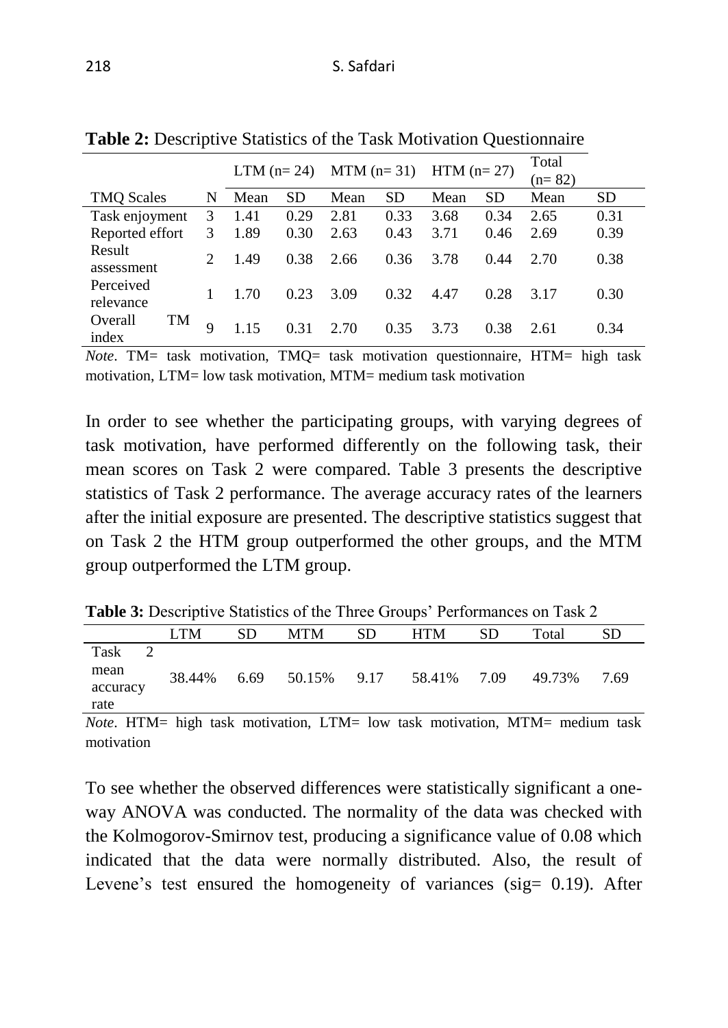**Table 2:** Descriptive Statistics of the Task Motivation Questionnaire

| | | LTM (n= 24) | | MTM (n= 31) | | HTM (n= 27) | | Total (n= 82) | |
|---|---|---|---|---|---|---|---|---|---|
| TMQ Scales | N | Mean | SD | Mean | SD | Mean | SD | Mean | SD |
| Task enjoyment | 3 | 1.41 | 0.29 | 2.81 | 0.33 | 3.68 | 0.34 | 2.65 | 0.31 |
| Reported effort | 3 | 1.89 | 0.30 | 2.63 | 0.43 | 3.71 | 0.46 | 2.69 | 0.39 |
| Result assessment | 2 | 1.49 | 0.38 | 2.66 | 0.36 | 3.78 | 0.44 | 2.70 | 0.38 |
| Perceived relevance | 1 | 1.70 | 0.23 | 3.09 | 0.32 | 4.47 | 0.28 | 3.17 | 0.30 |
| Overall TM index | 9 | 1.15 | 0.31 | 2.70 | 0.35 | 3.73 | 0.38 | 2.61 | 0.34 |

*Note*. TM= task motivation, TMQ= task motivation questionnaire, HTM= high task motivation, LTM= low task motivation, MTM= medium task motivation

In order to see whether the participating groups, with varying degrees of task motivation, have performed differently on the following task, their mean scores on Task 2 were compared. Table 3 presents the descriptive statistics of Task 2 performance. The average accuracy rates of the learners after the initial exposure are presented. The descriptive statistics suggest that on Task 2 the HTM group outperformed the other groups, and the MTM group outperformed the LTM group.

**Table 3:** Descriptive Statistics of the Three Groups' Performances on Task 2

| | LTM | SD | MTM | SD | HTM | SD | Total | SD |
|---|---|---|---|---|---|---|---|---|
| Task 2 mean accuracy rate | 38.44% | 6.69 | 50.15% | 9.17 | 58.41% | 7.09 | 49.73% | 7.69 |

*Note*. HTM= high task motivation, LTM= low task motivation, MTM= medium task motivation

To see whether the observed differences were statistically significant a one-way ANOVA was conducted. The normality of the data was checked with the Kolmogorov-Smirnov test, producing a significance value of 0.08 which indicated that the data were normally distributed. Also, the result of Levene's test ensured the homogeneity of variances (sig= 0.19). After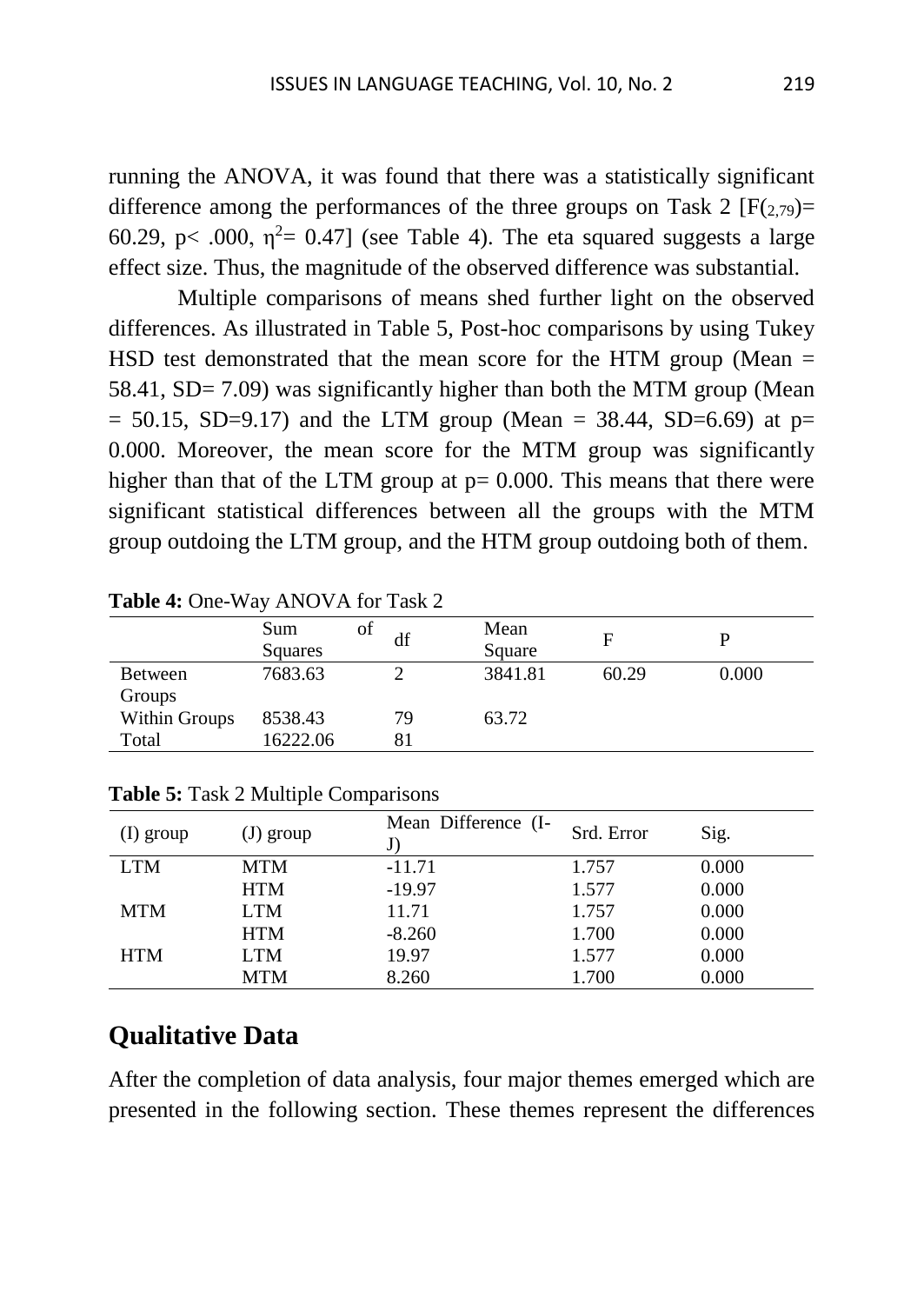running the ANOVA, it was found that there was a statistically significant difference among the performances of the three groups on Task 2 [$F_{(2,79)}$= 60.29, p< .000, $\eta^2$= 0.47] (see Table 4). The eta squared suggests a large effect size. Thus, the magnitude of the observed difference was substantial.

Multiple comparisons of means shed further light on the observed differences. As illustrated in Table 5, Post-hoc comparisons by using Tukey HSD test demonstrated that the mean score for the HTM group (Mean = 58.41, SD= 7.09) was significantly higher than both the MTM group (Mean = 50.15, SD=9.17) and the LTM group (Mean = 38.44, SD=6.69) at p= 0.000. Moreover, the mean score for the MTM group was significantly higher than that of the LTM group at p= 0.000. This means that there were significant statistical differences between all the groups with the MTM group outdoing the LTM group, and the HTM group outdoing both of them.

**Table 4:** One-Way ANOVA for Task 2

| | Sum of Squares | df | Mean Square | F | P |
|---|---|---|---|---|---|
| Between Groups | 7683.63 | 2 | 3841.81 | 60.29 | 0.000 |
| Within Groups | 8538.43 | 79 | 63.72 | | |
| Total | 16222.06 | 81 | | | |

**Table 5:** Task 2 Multiple Comparisons

| (I) group | (J) group | Mean Difference (I-J) | Srd. Error | Sig. |
|---|---|---|---|---|
| LTM | MTM | -11.71 | 1.757 | 0.000 |
| | HTM | -19.97 | 1.577 | 0.000 |
| MTM | LTM | 11.71 | 1.757 | 0.000 |
| | HTM | -8.260 | 1.700 | 0.000 |
| HTM | LTM | 19.97 | 1.577 | 0.000 |
| | MTM | 8.260 | 1.700 | 0.000 |

## Qualitative Data

After the completion of data analysis, four major themes emerged which are presented in the following section. These themes represent the differences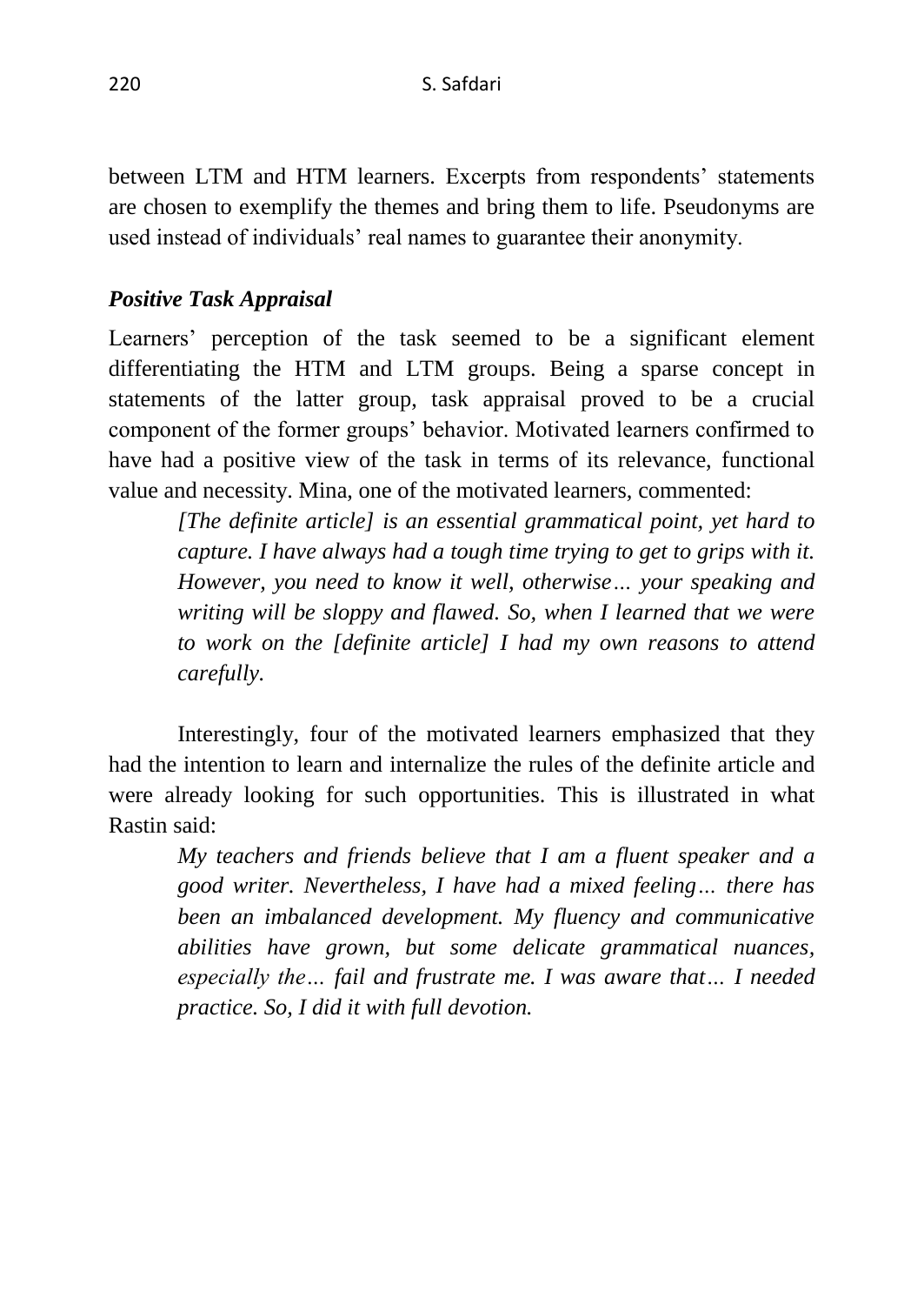between LTM and HTM learners. Excerpts from respondents' statements are chosen to exemplify the themes and bring them to life. Pseudonyms are used instead of individuals' real names to guarantee their anonymity.

### *Positive Task Appraisal*

Learners' perception of the task seemed to be a significant element differentiating the HTM and LTM groups. Being a sparse concept in statements of the latter group, task appraisal proved to be a crucial component of the former groups' behavior. Motivated learners confirmed to have had a positive view of the task in terms of its relevance, functional value and necessity. Mina, one of the motivated learners, commented:

> *[The definite article] is an essential grammatical point, yet hard to capture. I have always had a tough time trying to get to grips with it. However, you need to know it well, otherwise… your speaking and writing will be sloppy and flawed. So, when I learned that we were to work on the [definite article] I had my own reasons to attend carefully.*

Interestingly, four of the motivated learners emphasized that they had the intention to learn and internalize the rules of the definite article and were already looking for such opportunities. This is illustrated in what Rastin said:

> *My teachers and friends believe that I am a fluent speaker and a good writer. Nevertheless, I have had a mixed feeling… there has been an imbalanced development. My fluency and communicative abilities have grown, but some delicate grammatical nuances, especially the… fail and frustrate me. I was aware that… I needed practice. So, I did it with full devotion.*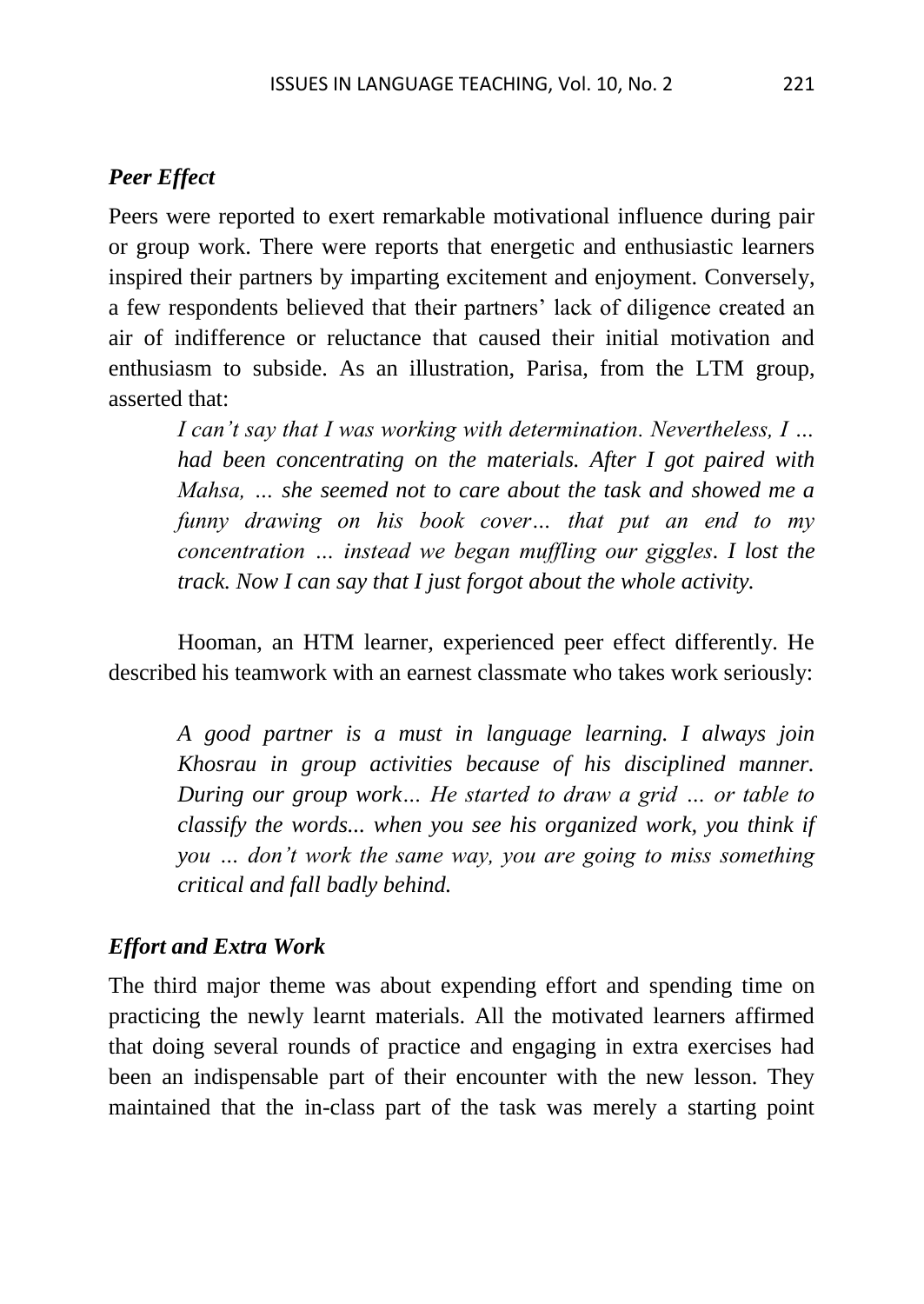### *Peer Effect*

Peers were reported to exert remarkable motivational influence during pair or group work. There were reports that energetic and enthusiastic learners inspired their partners by imparting excitement and enjoyment. Conversely, a few respondents believed that their partners' lack of diligence created an air of indifference or reluctance that caused their initial motivation and enthusiasm to subside. As an illustration, Parisa, from the LTM group, asserted that:

> *I can't say that I was working with determination. Nevertheless, I … had been concentrating on the materials. After I got paired with Mahsa, … she seemed not to care about the task and showed me a funny drawing on his book cover… that put an end to my concentration … instead we began muffling our giggles. I lost the track. Now I can say that I just forgot about the whole activity.*

Hooman, an HTM learner, experienced peer effect differently. He described his teamwork with an earnest classmate who takes work seriously:

> *A good partner is a must in language learning. I always join Khosrau in group activities because of his disciplined manner. During our group work… He started to draw a grid … or table to classify the words... when you see his organized work, you think if you … don't work the same way, you are going to miss something critical and fall badly behind.*

### *Effort and Extra Work*

The third major theme was about expending effort and spending time on practicing the newly learnt materials. All the motivated learners affirmed that doing several rounds of practice and engaging in extra exercises had been an indispensable part of their encounter with the new lesson. They maintained that the in-class part of the task was merely a starting point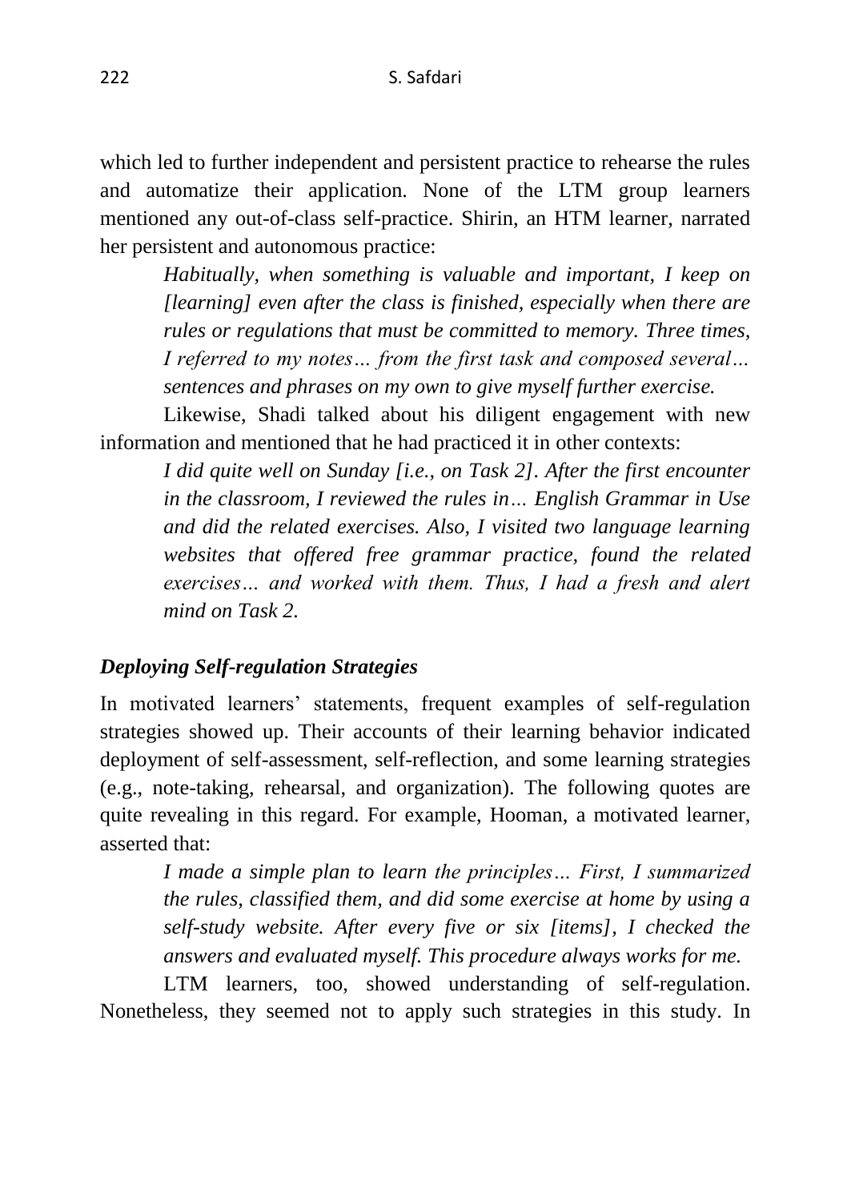which led to further independent and persistent practice to rehearse the rules and automatize their application. None of the LTM group learners mentioned any out-of-class self-practice. Shirin, an HTM learner, narrated her persistent and autonomous practice:

> *Habitually, when something is valuable and important, I keep on [learning] even after the class is finished, especially when there are rules or regulations that must be committed to memory. Three times, I referred to my notes… from the first task and composed several… sentences and phrases on my own to give myself further exercise.*

Likewise, Shadi talked about his diligent engagement with new information and mentioned that he had practiced it in other contexts:

> *I did quite well on Sunday [i.e., on Task 2]. After the first encounter in the classroom, I reviewed the rules in… English Grammar in Use and did the related exercises. Also, I visited two language learning websites that offered free grammar practice, found the related exercises… and worked with them. Thus, I had a fresh and alert mind on Task 2.*

### *Deploying Self-regulation Strategies*

In motivated learners' statements, frequent examples of self-regulation strategies showed up. Their accounts of their learning behavior indicated deployment of self-assessment, self-reflection, and some learning strategies (e.g., note-taking, rehearsal, and organization). The following quotes are quite revealing in this regard. For example, Hooman, a motivated learner, asserted that:

> *I made a simple plan to learn the principles… First, I summarized the rules, classified them, and did some exercise at home by using a self-study website. After every five or six [items], I checked the answers and evaluated myself. This procedure always works for me.*

LTM learners, too, showed understanding of self-regulation. Nonetheless, they seemed not to apply such strategies in this study. In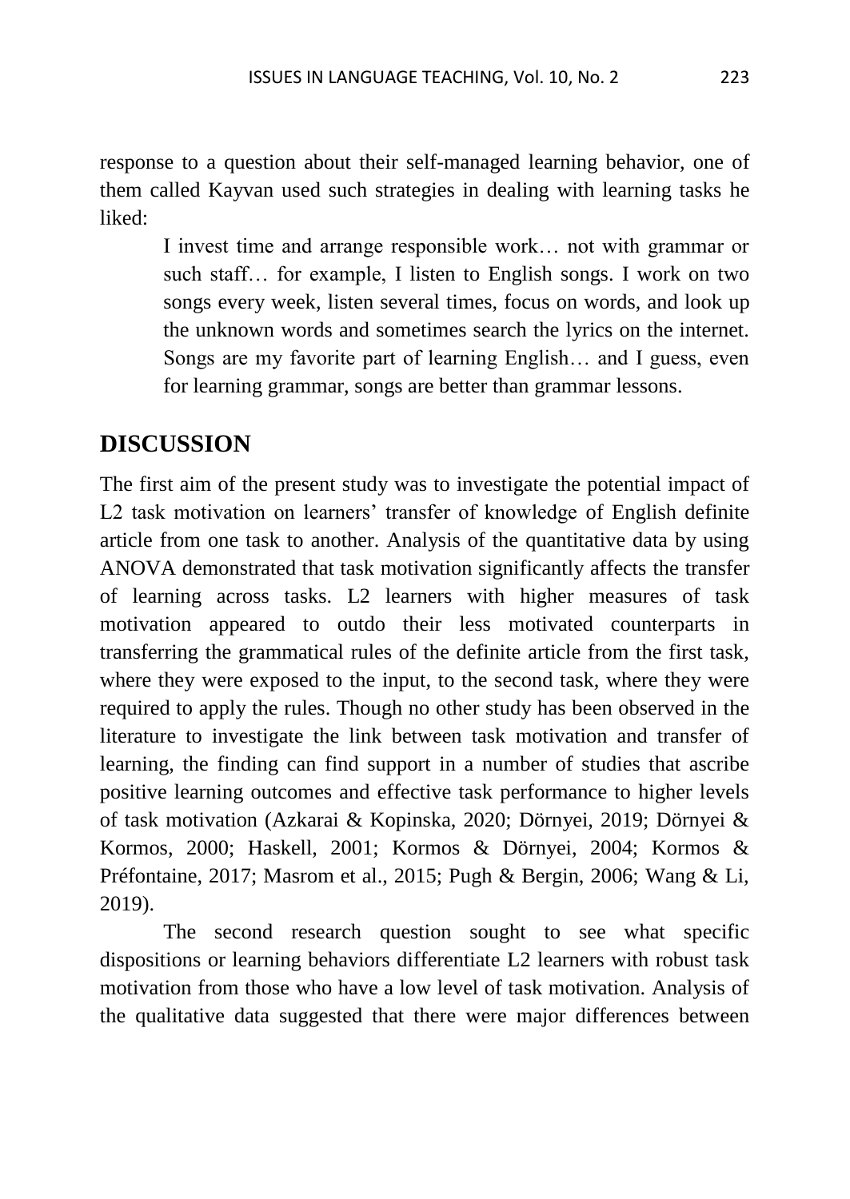response to a question about their self-managed learning behavior, one of them called Kayvan used such strategies in dealing with learning tasks he liked:

> I invest time and arrange responsible work… not with grammar or such staff… for example, I listen to English songs. I work on two songs every week, listen several times, focus on words, and look up the unknown words and sometimes search the lyrics on the internet. Songs are my favorite part of learning English… and I guess, even for learning grammar, songs are better than grammar lessons.

## DISCUSSION

The first aim of the present study was to investigate the potential impact of L2 task motivation on learners' transfer of knowledge of English definite article from one task to another. Analysis of the quantitative data by using ANOVA demonstrated that task motivation significantly affects the transfer of learning across tasks. L2 learners with higher measures of task motivation appeared to outdo their less motivated counterparts in transferring the grammatical rules of the definite article from the first task, where they were exposed to the input, to the second task, where they were required to apply the rules. Though no other study has been observed in the literature to investigate the link between task motivation and transfer of learning, the finding can find support in a number of studies that ascribe positive learning outcomes and effective task performance to higher levels of task motivation (Azkarai & Kopinska, 2020; Dörnyei, 2019; Dörnyei & Kormos, 2000; Haskell, 2001; Kormos & Dörnyei, 2004; Kormos & Préfontaine, 2017; Masrom et al., 2015; Pugh & Bergin, 2006; Wang & Li, 2019).

The second research question sought to see what specific dispositions or learning behaviors differentiate L2 learners with robust task motivation from those who have a low level of task motivation. Analysis of the qualitative data suggested that there were major differences between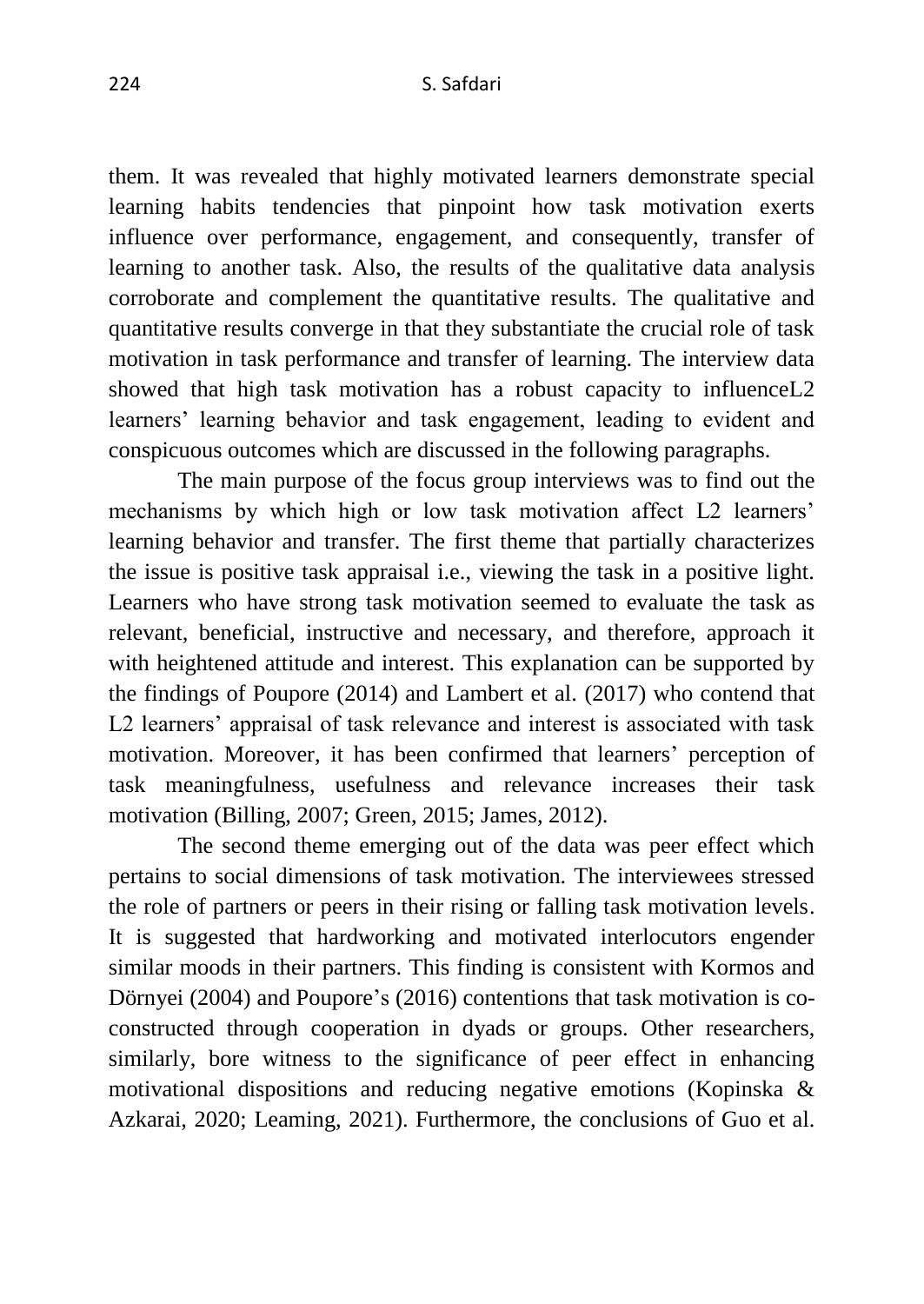them. It was revealed that highly motivated learners demonstrate special learning habits tendencies that pinpoint how task motivation exerts influence over performance, engagement, and consequently, transfer of learning to another task. Also, the results of the qualitative data analysis corroborate and complement the quantitative results. The qualitative and quantitative results converge in that they substantiate the crucial role of task motivation in task performance and transfer of learning. The interview data showed that high task motivation has a robust capacity to influenceL2 learners' learning behavior and task engagement, leading to evident and conspicuous outcomes which are discussed in the following paragraphs.

The main purpose of the focus group interviews was to find out the mechanisms by which high or low task motivation affect L2 learners' learning behavior and transfer. The first theme that partially characterizes the issue is positive task appraisal i.e., viewing the task in a positive light. Learners who have strong task motivation seemed to evaluate the task as relevant, beneficial, instructive and necessary, and therefore, approach it with heightened attitude and interest. This explanation can be supported by the findings of Poupore (2014) and Lambert et al. (2017) who contend that L2 learners' appraisal of task relevance and interest is associated with task motivation. Moreover, it has been confirmed that learners' perception of task meaningfulness, usefulness and relevance increases their task motivation (Billing, 2007; Green, 2015; James, 2012).

The second theme emerging out of the data was peer effect which pertains to social dimensions of task motivation. The interviewees stressed the role of partners or peers in their rising or falling task motivation levels. It is suggested that hardworking and motivated interlocutors engender similar moods in their partners. This finding is consistent with Kormos and Dörnyei (2004) and Poupore's (2016) contentions that task motivation is co-constructed through cooperation in dyads or groups. Other researchers, similarly, bore witness to the significance of peer effect in enhancing motivational dispositions and reducing negative emotions (Kopinska & Azkarai, 2020; Leaming, 2021). Furthermore, the conclusions of Guo et al.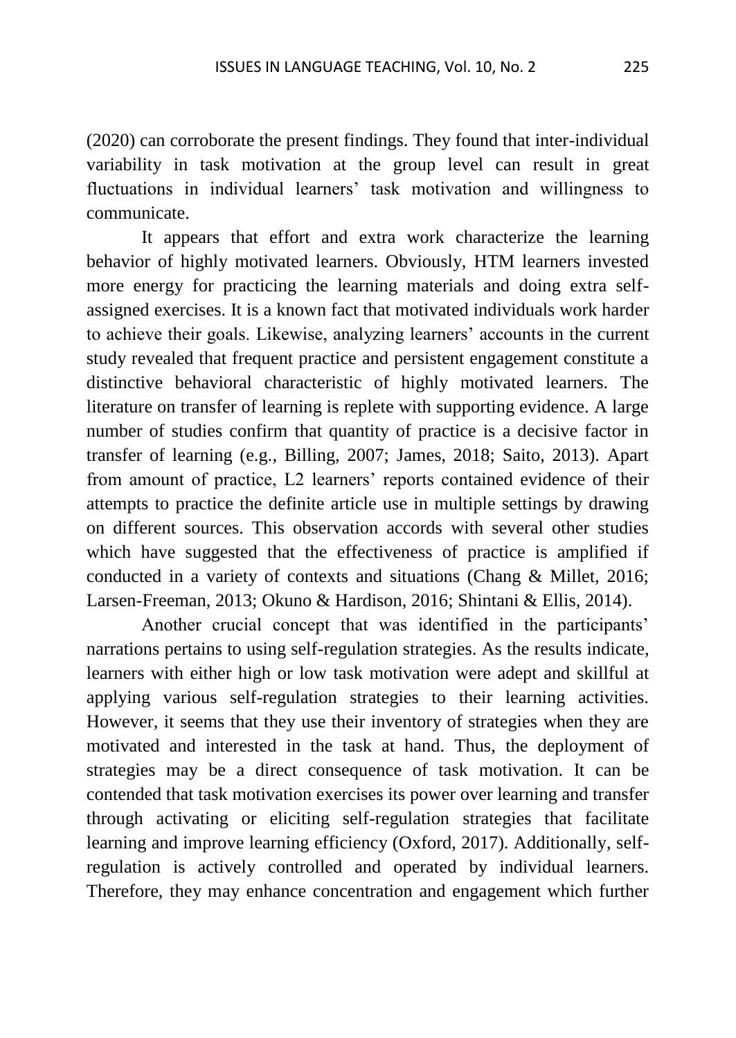(2020) can corroborate the present findings. They found that inter-individual variability in task motivation at the group level can result in great fluctuations in individual learners' task motivation and willingness to communicate.

It appears that effort and extra work characterize the learning behavior of highly motivated learners. Obviously, HTM learners invested more energy for practicing the learning materials and doing extra self-assigned exercises. It is a known fact that motivated individuals work harder to achieve their goals. Likewise, analyzing learners' accounts in the current study revealed that frequent practice and persistent engagement constitute a distinctive behavioral characteristic of highly motivated learners. The literature on transfer of learning is replete with supporting evidence. A large number of studies confirm that quantity of practice is a decisive factor in transfer of learning (e.g., Billing, 2007; James, 2018; Saito, 2013). Apart from amount of practice, L2 learners' reports contained evidence of their attempts to practice the definite article use in multiple settings by drawing on different sources. This observation accords with several other studies which have suggested that the effectiveness of practice is amplified if conducted in a variety of contexts and situations (Chang & Millet, 2016; Larsen-Freeman, 2013; Okuno & Hardison, 2016; Shintani & Ellis, 2014).

Another crucial concept that was identified in the participants' narrations pertains to using self-regulation strategies. As the results indicate, learners with either high or low task motivation were adept and skillful at applying various self-regulation strategies to their learning activities. However, it seems that they use their inventory of strategies when they are motivated and interested in the task at hand. Thus, the deployment of strategies may be a direct consequence of task motivation. It can be contended that task motivation exercises its power over learning and transfer through activating or eliciting self-regulation strategies that facilitate learning and improve learning efficiency (Oxford, 2017). Additionally, self-regulation is actively controlled and operated by individual learners. Therefore, they may enhance concentration and engagement which further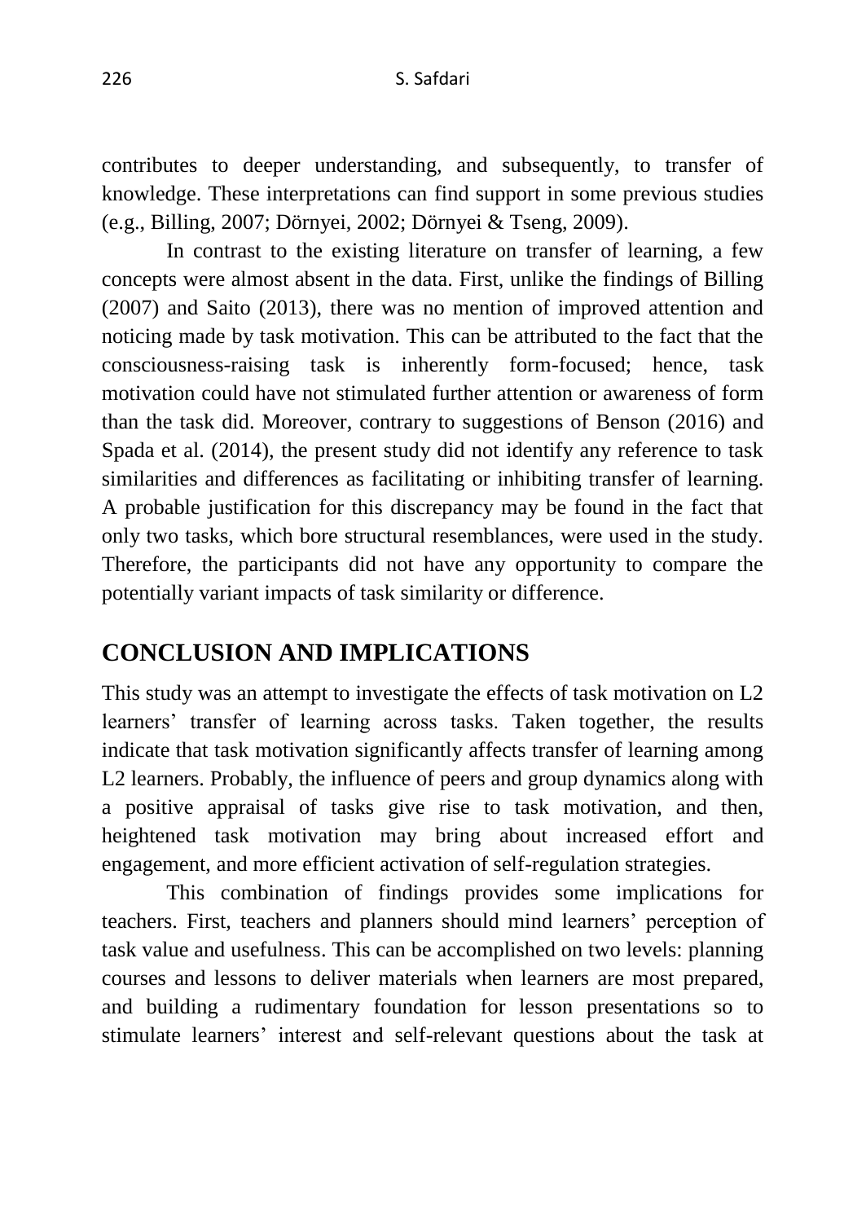contributes to deeper understanding, and subsequently, to transfer of knowledge. These interpretations can find support in some previous studies (e.g., Billing, 2007; Dörnyei, 2002; Dörnyei & Tseng, 2009).

In contrast to the existing literature on transfer of learning, a few concepts were almost absent in the data. First, unlike the findings of Billing (2007) and Saito (2013), there was no mention of improved attention and noticing made by task motivation. This can be attributed to the fact that the consciousness-raising task is inherently form-focused; hence, task motivation could have not stimulated further attention or awareness of form than the task did. Moreover, contrary to suggestions of Benson (2016) and Spada et al. (2014), the present study did not identify any reference to task similarities and differences as facilitating or inhibiting transfer of learning. A probable justification for this discrepancy may be found in the fact that only two tasks, which bore structural resemblances, were used in the study. Therefore, the participants did not have any opportunity to compare the potentially variant impacts of task similarity or difference.

## CONCLUSION AND IMPLICATIONS

This study was an attempt to investigate the effects of task motivation on L2 learners' transfer of learning across tasks. Taken together, the results indicate that task motivation significantly affects transfer of learning among L2 learners. Probably, the influence of peers and group dynamics along with a positive appraisal of tasks give rise to task motivation, and then, heightened task motivation may bring about increased effort and engagement, and more efficient activation of self-regulation strategies.

This combination of findings provides some implications for teachers. First, teachers and planners should mind learners' perception of task value and usefulness. This can be accomplished on two levels: planning courses and lessons to deliver materials when learners are most prepared, and building a rudimentary foundation for lesson presentations so to stimulate learners' interest and self-relevant questions about the task at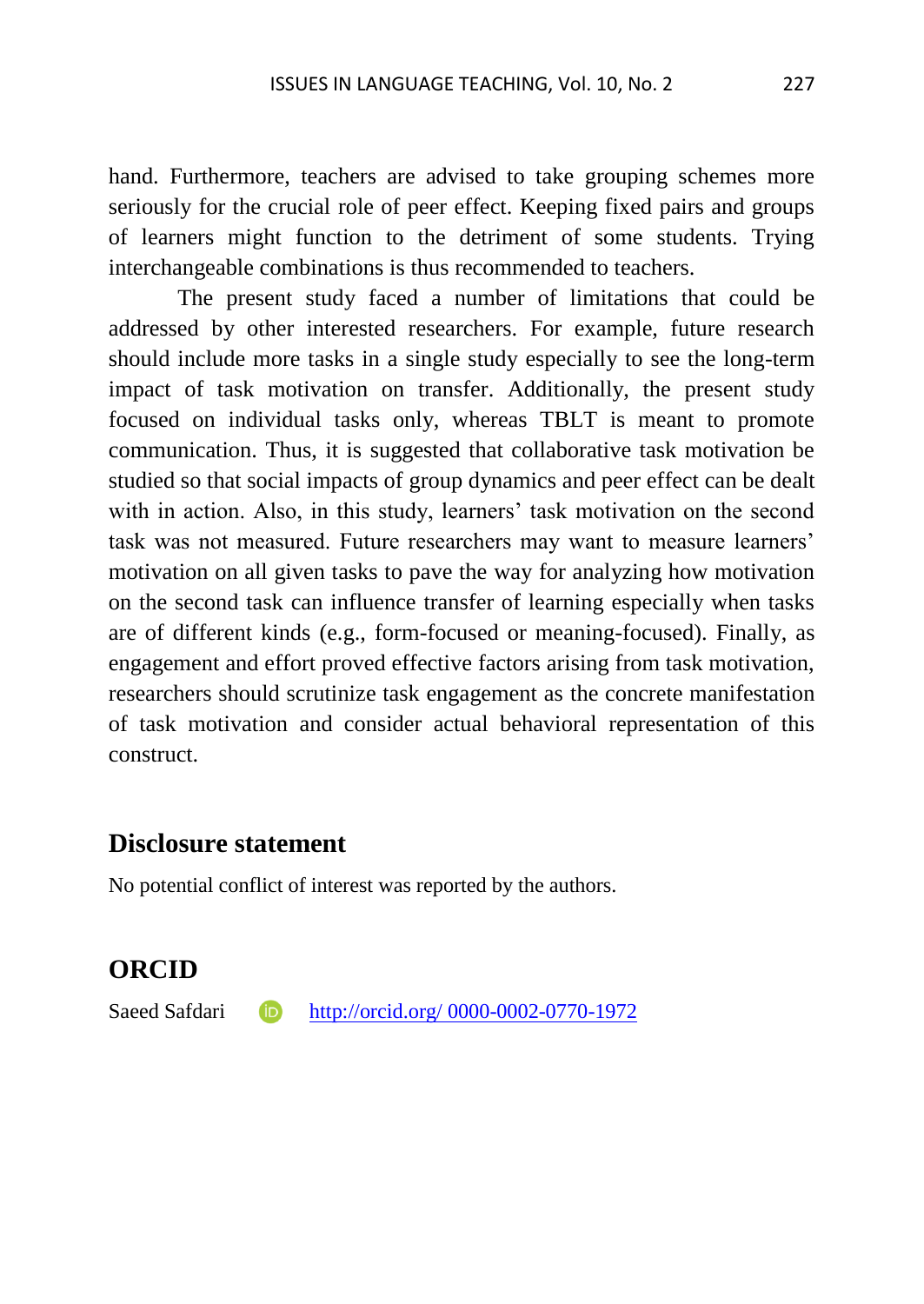hand. Furthermore, teachers are advised to take grouping schemes more seriously for the crucial role of peer effect. Keeping fixed pairs and groups of learners might function to the detriment of some students. Trying interchangeable combinations is thus recommended to teachers.

The present study faced a number of limitations that could be addressed by other interested researchers. For example, future research should include more tasks in a single study especially to see the long-term impact of task motivation on transfer. Additionally, the present study focused on individual tasks only, whereas TBLT is meant to promote communication. Thus, it is suggested that collaborative task motivation be studied so that social impacts of group dynamics and peer effect can be dealt with in action. Also, in this study, learners' task motivation on the second task was not measured. Future researchers may want to measure learners' motivation on all given tasks to pave the way for analyzing how motivation on the second task can influence transfer of learning especially when tasks are of different kinds (e.g., form-focused or meaning-focused). Finally, as engagement and effort proved effective factors arising from task motivation, researchers should scrutinize task engagement as the concrete manifestation of task motivation and consider actual behavioral representation of this construct.

## Disclosure statement

No potential conflict of interest was reported by the authors.

## ORCID

Saeed Safdari http://orcid.org/ 0000-0002-0770-1972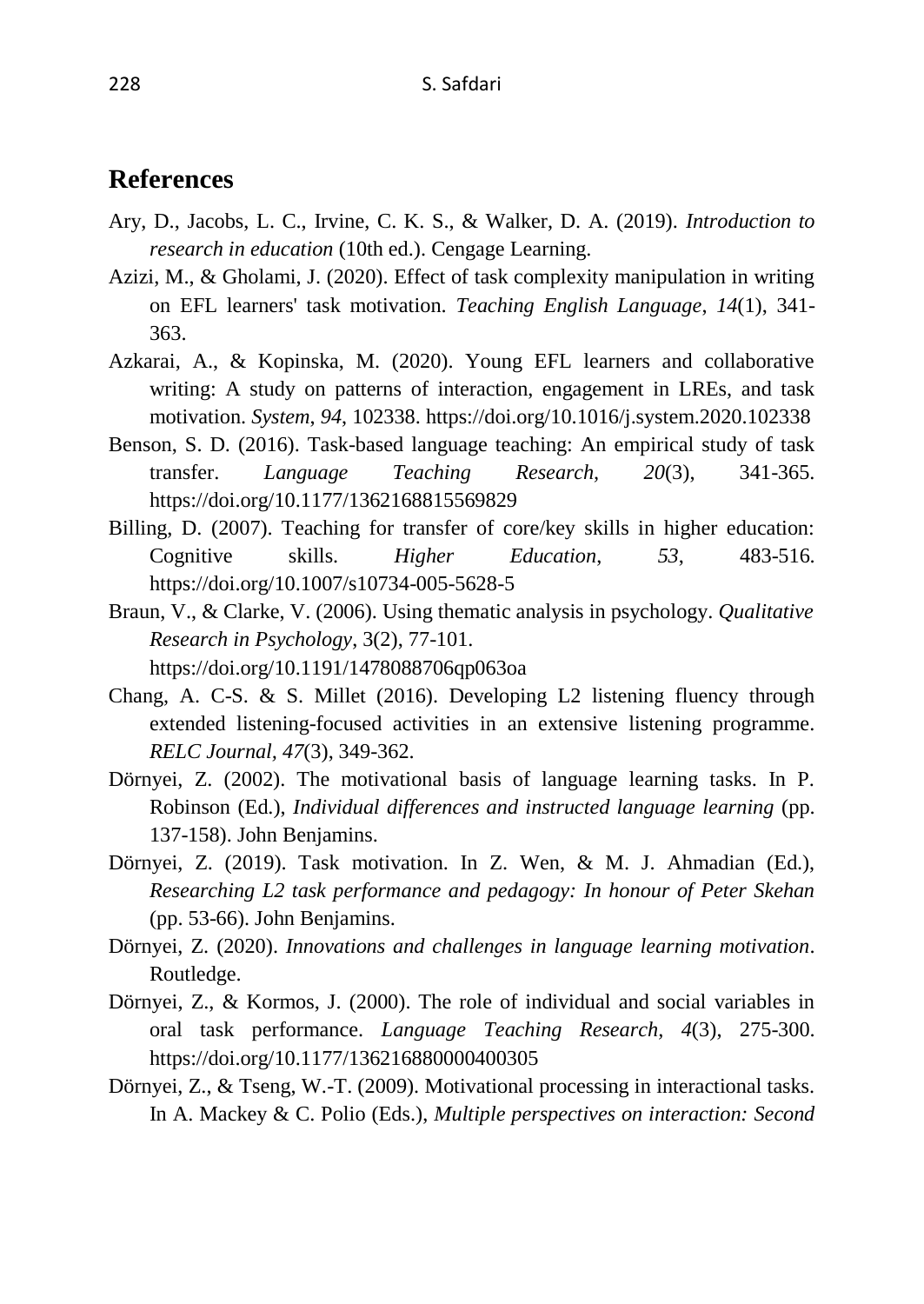## References

Ary, D., Jacobs, L. C., Irvine, C. K. S., & Walker, D. A. (2019). *Introduction to research in education* (10th ed.). Cengage Learning.

Azizi, M., & Gholami, J. (2020). Effect of task complexity manipulation in writing on EFL learners' task motivation. *Teaching English Language*, *14*(1), 341-363.

Azkarai, A., & Kopinska, M. (2020). Young EFL learners and collaborative writing: A study on patterns of interaction, engagement in LREs, and task motivation. *System*, *94*, 102338. https://doi.org/10.1016/j.system.2020.102338

Benson, S. D. (2016). Task-based language teaching: An empirical study of task transfer. *Language Teaching Research*, *20*(3), 341-365. https://doi.org/10.1177/1362168815569829

Billing, D. (2007). Teaching for transfer of core/key skills in higher education: Cognitive skills. *Higher Education*, *53*, 483-516. https://doi.org/10.1007/s10734-005-5628-5

Braun, V., & Clarke, V. (2006). Using thematic analysis in psychology. *Qualitative Research in Psychology*, 3(2), 77-101. https://doi.org/10.1191/1478088706qp063oa

Chang, A. C-S. & S. Millet (2016). Developing L2 listening fluency through extended listening-focused activities in an extensive listening programme. *RELC Journal*, *47*(3), 349-362.

Dörnyei, Z. (2002). The motivational basis of language learning tasks. In P. Robinson (Ed.), *Individual differences and instructed language learning* (pp. 137-158). John Benjamins.

Dörnyei, Z. (2019). Task motivation. In Z. Wen, & M. J. Ahmadian (Ed.), *Researching L2 task performance and pedagogy: In honour of Peter Skehan* (pp. 53-66). John Benjamins.

Dörnyei, Z. (2020). *Innovations and challenges in language learning motivation*. Routledge.

Dörnyei, Z., & Kormos, J. (2000). The role of individual and social variables in oral task performance. *Language Teaching Research*, *4*(3), 275-300. https://doi.org/10.1177/136216880000400305

Dörnyei, Z., & Tseng, W.-T. (2009). Motivational processing in interactional tasks. In A. Mackey & C. Polio (Eds.), *Multiple perspectives on interaction: Second*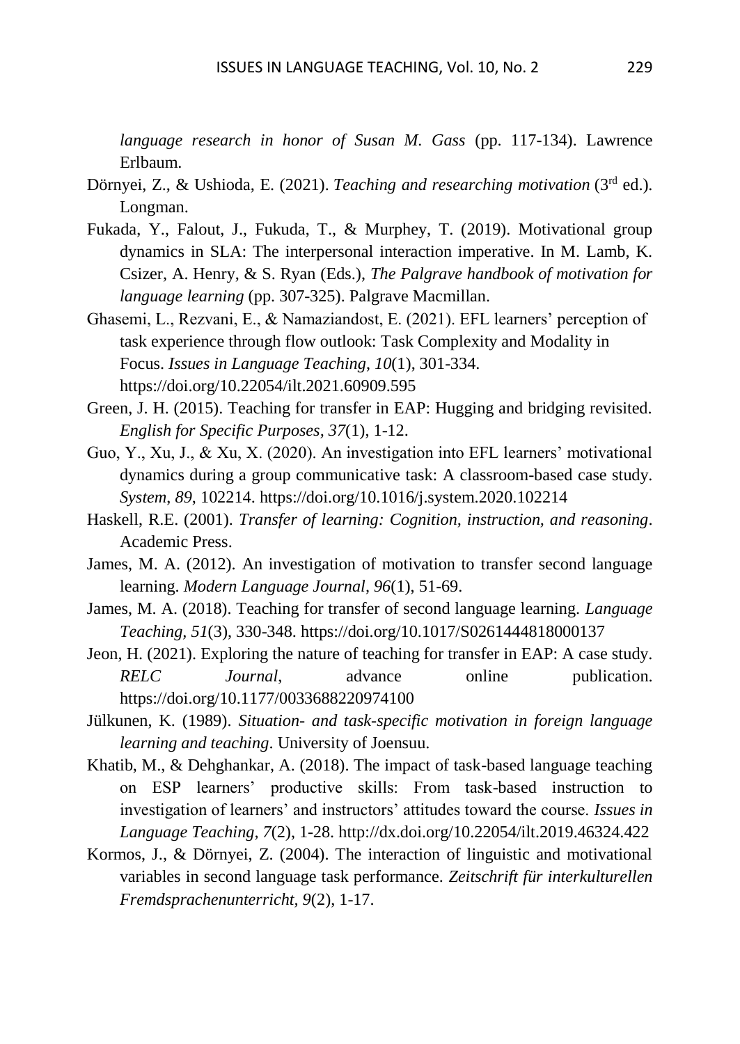*language research in honor of Susan M. Gass* (pp. 117-134). Lawrence Erlbaum.

Dörnyei, Z., & Ushioda, E. (2021). *Teaching and researching motivation* (3rd ed.). Longman.

Fukada, Y., Falout, J., Fukuda, T., & Murphey, T. (2019). Motivational group dynamics in SLA: The interpersonal interaction imperative. In M. Lamb, K. Csizer, A. Henry, & S. Ryan (Eds.), *The Palgrave handbook of motivation for language learning* (pp. 307-325). Palgrave Macmillan.

Ghasemi, L., Rezvani, E., & Namaziandost, E. (2021). EFL learners' perception of task experience through flow outlook: Task Complexity and Modality in Focus. *Issues in Language Teaching*, *10*(1), 301-334. https://doi.org/10.22054/ilt.2021.60909.595

Green, J. H. (2015). Teaching for transfer in EAP: Hugging and bridging revisited. *English for Specific Purposes, 37*(1), 1-12.

Guo, Y., Xu, J., & Xu, X. (2020). An investigation into EFL learners' motivational dynamics during a group communicative task: A classroom-based case study. *System*, *89*, 102214. https://doi.org/10.1016/j.system.2020.102214

Haskell, R.E. (2001). *Transfer of learning: Cognition, instruction, and reasoning*. Academic Press.

James, M. A. (2012). An investigation of motivation to transfer second language learning. *Modern Language Journal*, *96*(1), 51-69.

James, M. A. (2018). Teaching for transfer of second language learning. *Language Teaching, 51*(3), 330-348. https://doi.org/10.1017/S0261444818000137

Jeon, H. (2021). Exploring the nature of teaching for transfer in EAP: A case study. *RELC Journal*, advance online publication. https://doi.org/10.1177/0033688220974100

Jülkunen, K. (1989). *Situation- and task-specific motivation in foreign language learning and teaching*. University of Joensuu.

Khatib, M., & Dehghankar, A. (2018). The impact of task-based language teaching on ESP learners' productive skills: From task-based instruction to investigation of learners' and instructors' attitudes toward the course. *Issues in Language Teaching*, *7*(2), 1-28. http://dx.doi.org/10.22054/ilt.2019.46324.422

Kormos, J., & Dörnyei, Z. (2004). The interaction of linguistic and motivational variables in second language task performance. *Zeitschrift für interkulturellen Fremdsprachenunterricht*, *9*(2), 1-17.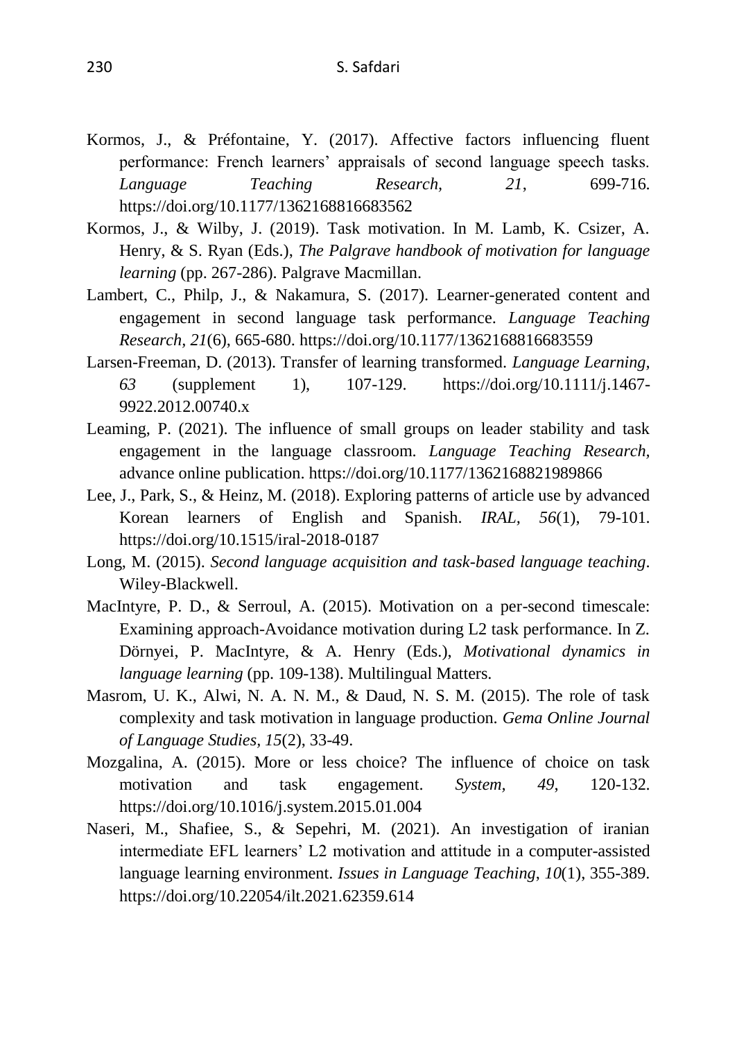Kormos, J., & Préfontaine, Y. (2017). Affective factors influencing fluent performance: French learners' appraisals of second language speech tasks. *Language Teaching Research*, *21*, 699-716. https://doi.org/10.1177/1362168816683562

Kormos, J., & Wilby, J. (2019). Task motivation. In M. Lamb, K. Csizer, A. Henry, & S. Ryan (Eds.), *The Palgrave handbook of motivation for language learning* (pp. 267-286). Palgrave Macmillan.

Lambert, C., Philp, J., & Nakamura, S. (2017). Learner-generated content and engagement in second language task performance. *Language Teaching Research*, *21*(6), 665-680. https://doi.org/10.1177/1362168816683559

Larsen-Freeman, D. (2013). Transfer of learning transformed. *Language Learning*, *63* (supplement 1), 107-129. https://doi.org/10.1111/j.1467-9922.2012.00740.x

Leaming, P. (2021). The influence of small groups on leader stability and task engagement in the language classroom. *Language Teaching Research*, advance online publication. https://doi.org/10.1177/1362168821989866

Lee, J., Park, S., & Heinz, M. (2018). Exploring patterns of article use by advanced Korean learners of English and Spanish. *IRAL*, *56*(1), 79-101. https://doi.org/10.1515/iral-2018-0187

Long, M. (2015). *Second language acquisition and task-based language teaching*. Wiley-Blackwell.

MacIntyre, P. D., & Serroul, A. (2015). Motivation on a per-second timescale: Examining approach-Avoidance motivation during L2 task performance. In Z. Dörnyei, P. MacIntyre, & A. Henry (Eds.), *Motivational dynamics in language learning* (pp. 109-138). Multilingual Matters.

Masrom, U. K., Alwi, N. A. N. M., & Daud, N. S. M. (2015). The role of task complexity and task motivation in language production. *Gema Online Journal of Language Studies*, *15*(2), 33-49.

Mozgalina, A. (2015). More or less choice? The influence of choice on task motivation and task engagement. *System*, *49*, 120-132. https://doi.org/10.1016/j.system.2015.01.004

Naseri, M., Shafiee, S., & Sepehri, M. (2021). An investigation of iranian intermediate EFL learners' L2 motivation and attitude in a computer-assisted language learning environment. *Issues in Language Teaching*, *10*(1), 355-389. https://doi.org/10.22054/ilt.2021.62359.614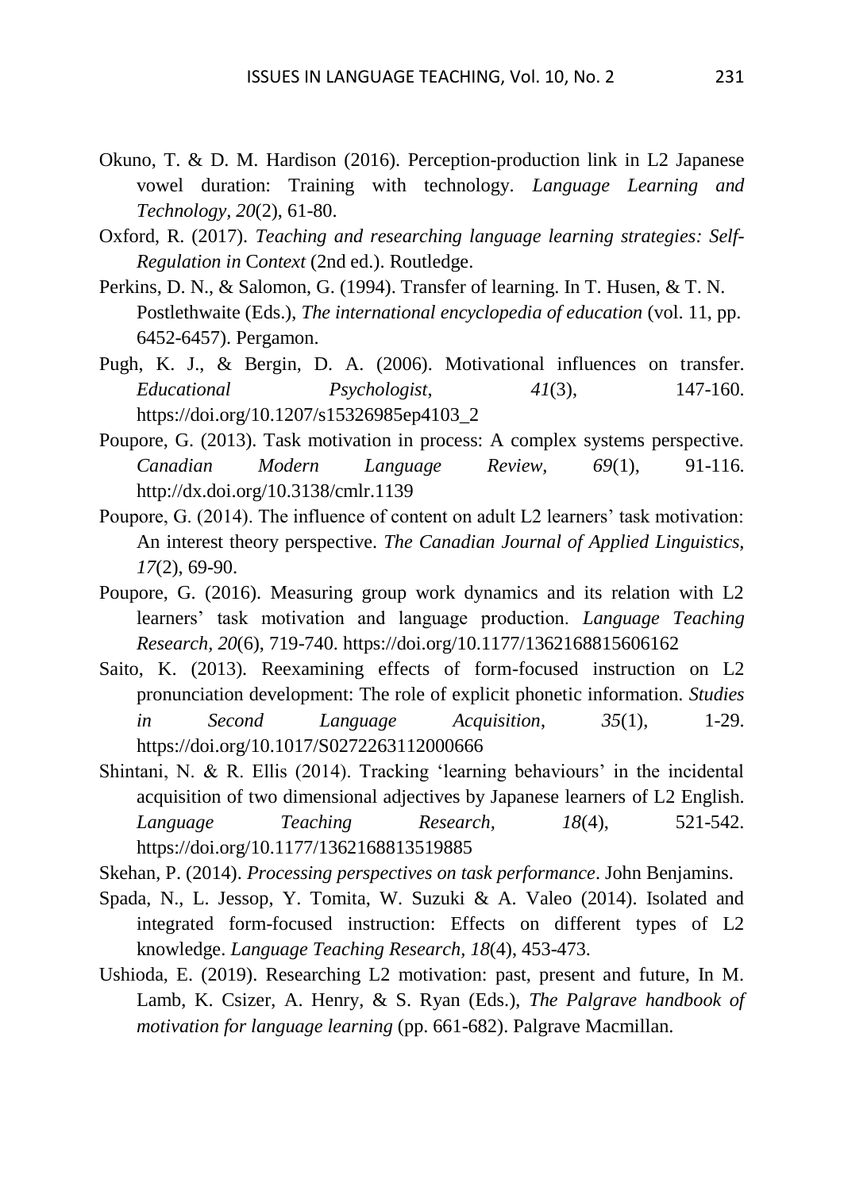Okuno, T. & D. M. Hardison (2016). Perception-production link in L2 Japanese vowel duration: Training with technology. *Language Learning and Technology*, *20*(2), 61-80.

Oxford, R. (2017). *Teaching and researching language learning strategies: Self-Regulation in Context* (2nd ed.). Routledge.

Perkins, D. N., & Salomon, G. (1994). Transfer of learning. In T. Husen, & T. N. Postlethwaite (Eds.), *The international encyclopedia of education* (vol. 11, pp. 6452-6457). Pergamon.

Pugh, K. J., & Bergin, D. A. (2006). Motivational influences on transfer. *Educational Psychologist*, *41*(3), 147-160. https://doi.org/10.1207/s15326985ep4103_2

Poupore, G. (2013). Task motivation in process: A complex systems perspective. *Canadian Modern Language Review, 69*(1), 91-116. http://dx.doi.org/10.3138/cmlr.1139

Poupore, G. (2014). The influence of content on adult L2 learners' task motivation: An interest theory perspective. *The Canadian Journal of Applied Linguistics, 17*(2), 69-90.

Poupore, G. (2016). Measuring group work dynamics and its relation with L2 learners' task motivation and language production. *Language Teaching Research*, *20*(6), 719-740. https://doi.org/10.1177/1362168815606162

Saito, K. (2013). Reexamining effects of form-focused instruction on L2 pronunciation development: The role of explicit phonetic information. *Studies in Second Language Acquisition*, *35*(1), 1-29. https://doi.org/10.1017/S0272263112000666

Shintani, N. & R. Ellis (2014). Tracking 'learning behaviours' in the incidental acquisition of two dimensional adjectives by Japanese learners of L2 English. *Language Teaching Research*, *18*(4), 521-542. https://doi.org/10.1177/1362168813519885

Skehan, P. (2014). *Processing perspectives on task performance*. John Benjamins.

Spada, N., L. Jessop, Y. Tomita, W. Suzuki & A. Valeo (2014). Isolated and integrated form-focused instruction: Effects on different types of L2 knowledge. *Language Teaching Research, 18*(4), 453-473.

Ushioda, E. (2019). Researching L2 motivation: past, present and future, In M. Lamb, K. Csizer, A. Henry, & S. Ryan (Eds.), *The Palgrave handbook of motivation for language learning* (pp. 661-682). Palgrave Macmillan.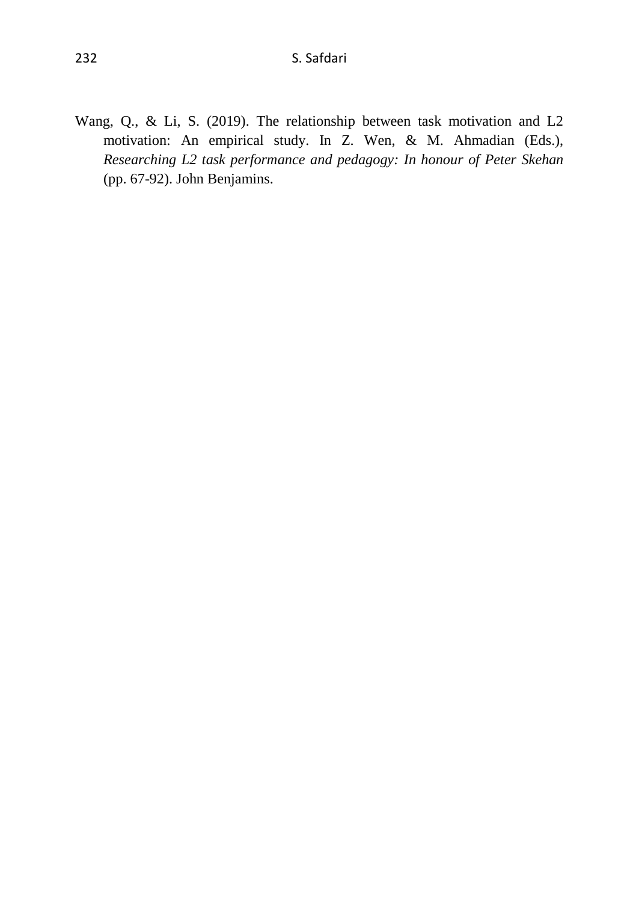Wang, Q., & Li, S. (2019). The relationship between task motivation and L2 motivation: An empirical study. In Z. Wen, & M. Ahmadian (Eds.), *Researching L2 task performance and pedagogy: In honour of Peter Skehan* (pp. 67-92). John Benjamins.